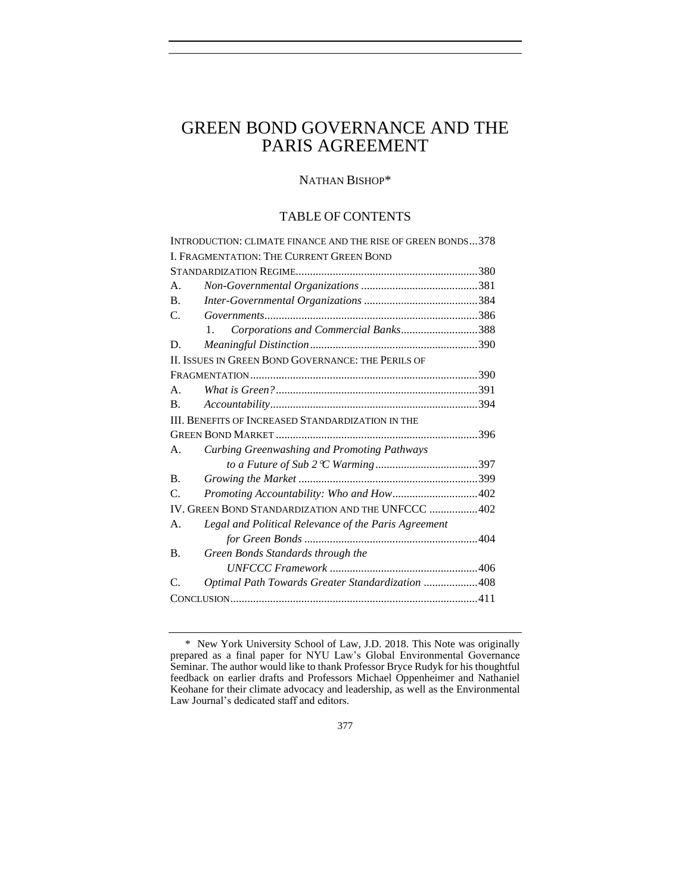# GREEN BOND GOVERNANCE AND THE PARIS AGREEMENT

NATHAN BISHOP*

## TABLE OF CONTENTS

INTRODUCTION: CLIMATE FINANCE AND THE RISE OF GREEN BONDS ... 378

I. FRAGMENTATION: THE CURRENT GREEN BOND STANDARDIZATION REGIME ... 380

- A. *Non-Governmental Organizations* ... 381
- B. *Inter-Governmental Organizations* ... 384
- C. *Governments* ... 386
  - 1. *Corporations and Commercial Banks* ... 388
- D. *Meaningful Distinction* ... 390

II. ISSUES IN GREEN BOND GOVERNANCE: THE PERILS OF FRAGMENTATION ... 390

- A. *What is Green?* ... 391
- B. *Accountability* ... 394

III. BENEFITS OF INCREASED STANDARDIZATION IN THE GREEN BOND MARKET ... 396

- A. *Curbing Greenwashing and Promoting Pathways to a Future of Sub 2℃ Warming* ... 397
- B. *Growing the Market* ... 399
- C. *Promoting Accountability: Who and How* ... 402

IV. GREEN BOND STANDARDIZATION AND THE UNFCCC ... 402

- A. *Legal and Political Relevance of the Paris Agreement for Green Bonds* ... 404
- B. *Green Bonds Standards through the UNFCCC Framework* ... 406
- C. *Optimal Path Towards Greater Standardization* ... 408

CONCLUSION ... 411

---

\* New York University School of Law, J.D. 2018. This Note was originally prepared as a final paper for NYU Law's Global Environmental Governance Seminar. The author would like to thank Professor Bryce Rudyk for his thoughtful feedback on earlier drafts and Professors Michael Oppenheimer and Nathaniel Keohane for their climate advocacy and leadership, as well as the Environmental Law Journal's dedicated staff and editors.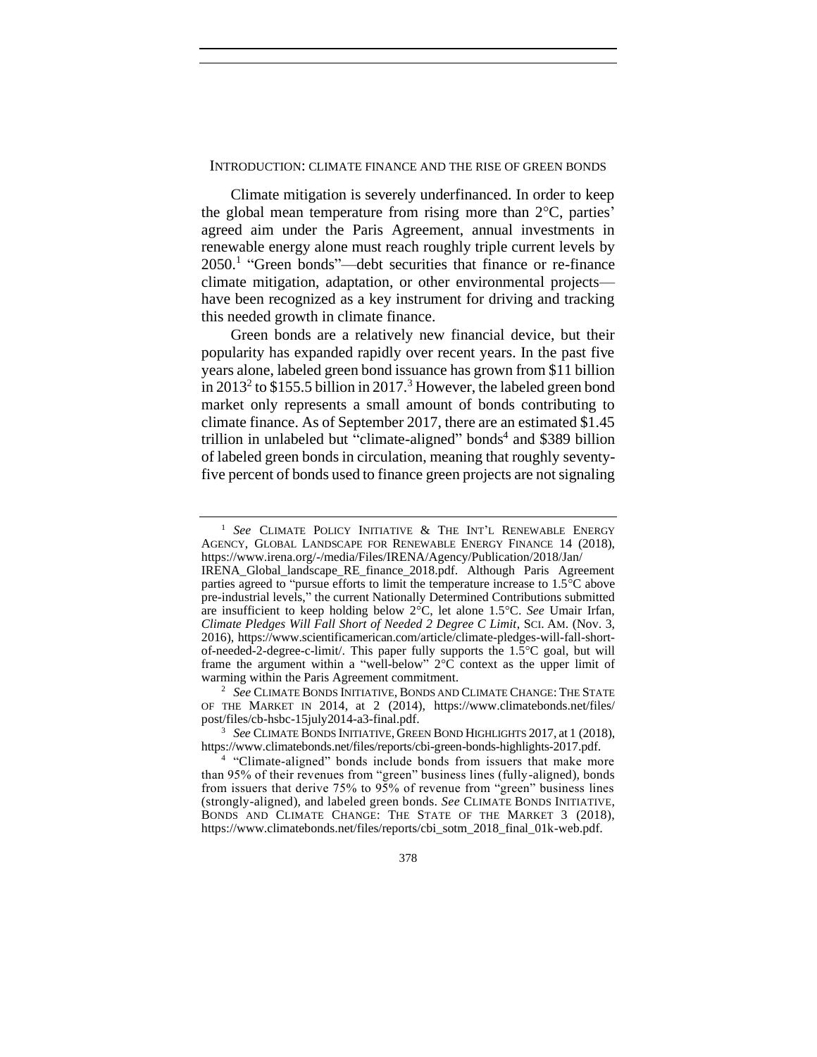## INTRODUCTION: CLIMATE FINANCE AND THE RISE OF GREEN BONDS

Climate mitigation is severely underfinanced. In order to keep the global mean temperature from rising more than 2°C, parties' agreed aim under the Paris Agreement, annual investments in renewable energy alone must reach roughly triple current levels by 2050.[1] "Green bonds"—debt securities that finance or re-finance climate mitigation, adaptation, or other environmental projects—have been recognized as a key instrument for driving and tracking this needed growth in climate finance.

Green bonds are a relatively new financial device, but their popularity has expanded rapidly over recent years. In the past five years alone, labeled green bond issuance has grown from $11 billion in 2013[2] to $155.5 billion in 2017.[3] However, the labeled green bond market only represents a small amount of bonds contributing to climate finance. As of September 2017, there are an estimated $1.45 trillion in unlabeled but "climate-aligned" bonds[4] and $389 billion of labeled green bonds in circulation, meaning that roughly seventy-five percent of bonds used to finance green projects are not signaling

---

[1] *See* CLIMATE POLICY INITIATIVE & THE INT'L RENEWABLE ENERGY AGENCY, GLOBAL LANDSCAPE FOR RENEWABLE ENERGY FINANCE 14 (2018), https://www.irena.org/-/media/Files/IRENA/Agency/Publication/2018/Jan/IRENA_Global_landscape_RE_finance_2018.pdf. Although Paris Agreement parties agreed to "pursue efforts to limit the temperature increase to 1.5°C above pre-industrial levels," the current Nationally Determined Contributions submitted are insufficient to keep holding below 2°C, let alone 1.5°C. *See* Umair Irfan, *Climate Pledges Will Fall Short of Needed 2 Degree C Limit*, SCI. AM. (Nov. 3, 2016), https://www.scientificamerican.com/article/climate-pledges-will-fall-short-of-needed-2-degree-c-limit/. This paper fully supports the 1.5°C goal, but will frame the argument within a "well-below" 2°C context as the upper limit of warming within the Paris Agreement commitment.

[2] *See* CLIMATE BONDS INITIATIVE, BONDS AND CLIMATE CHANGE: THE STATE OF THE MARKET IN 2014, at 2 (2014), https://www.climatebonds.net/files/post/files/cb-hsbc-15july2014-a3-final.pdf.

[3] *See* CLIMATE BONDS INITIATIVE, GREEN BOND HIGHLIGHTS 2017, at 1 (2018), https://www.climatebonds.net/files/reports/cbi-green-bonds-highlights-2017.pdf.

[4] "Climate-aligned" bonds include bonds from issuers that make more than 95% of their revenues from "green" business lines (fully-aligned), bonds from issuers that derive 75% to 95% of revenue from "green" business lines (strongly-aligned), and labeled green bonds. *See* CLIMATE BONDS INITIATIVE, BONDS AND CLIMATE CHANGE: THE STATE OF THE MARKET 3 (2018), https://www.climatebonds.net/files/reports/cbi_sotm_2018_final_01k-web.pdf.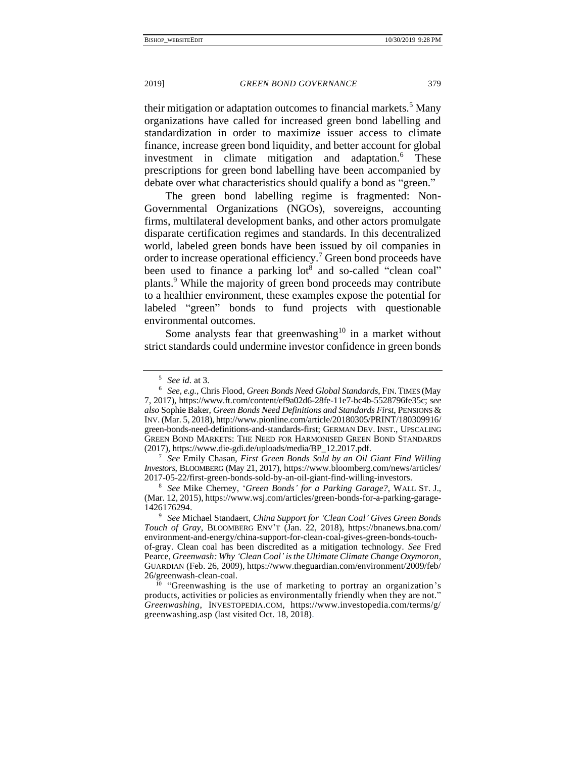their mitigation or adaptation outcomes to financial markets.[5] Many organizations have called for increased green bond labelling and standardization in order to maximize issuer access to climate finance, increase green bond liquidity, and better account for global investment in climate mitigation and adaptation.[6] These prescriptions for green bond labelling have been accompanied by debate over what characteristics should qualify a bond as "green."

The green bond labelling regime is fragmented: Non-Governmental Organizations (NGOs), sovereigns, accounting firms, multilateral development banks, and other actors promulgate disparate certification regimes and standards. In this decentralized world, labeled green bonds have been issued by oil companies in order to increase operational efficiency.[7] Green bond proceeds have been used to finance a parking lot[8] and so-called "clean coal" plants.[9] While the majority of green bond proceeds may contribute to a healthier environment, these examples expose the potential for labeled "green" bonds to fund projects with questionable environmental outcomes.

Some analysts fear that greenwashing[10] in a market without strict standards could undermine investor confidence in green bonds

---

[5] *See id.* at 3.

[6] *See, e.g.*, Chris Flood, *Green Bonds Need Global Standards*, FIN. TIMES (May 7, 2017), https://www.ft.com/content/ef9a02d6-28fe-11e7-bc4b-5528796fe35c; *see also* Sophie Baker, *Green Bonds Need Definitions and Standards First*, PENSIONS & INV. (Mar. 5, 2018), http://www.pionline.com/article/20180305/PRINT/180309916/green-bonds-need-definitions-and-standards-first; GERMAN DEV. INST., UPSCALING GREEN BOND MARKETS: THE NEED FOR HARMONISED GREEN BOND STANDARDS (2017), https://www.die-gdi.de/uploads/media/BP_12.2017.pdf.

[7] *See* Emily Chasan, *First Green Bonds Sold by an Oil Giant Find Willing Investors*, BLOOMBERG (May 21, 2017), https://www.bloomberg.com/news/articles/2017-05-22/first-green-bonds-sold-by-an-oil-giant-find-willing-investors.

[8] *See* Mike Cherney, '*Green Bonds' for a Parking Garage?*, WALL ST. J., (Mar. 12, 2015), https://www.wsj.com/articles/green-bonds-for-a-parking-garage-1426176294.

[9] *See* Michael Standaert, *China Support for 'Clean Coal' Gives Green Bonds Touch of Gray*, BLOOMBERG ENV'T (Jan. 22, 2018), https://bnanews.bna.com/environment-and-energy/china-support-for-clean-coal-gives-green-bonds-touch-of-gray. Clean coal has been discredited as a mitigation technology. *See* Fred Pearce, *Greenwash: Why 'Clean Coal' is the Ultimate Climate Change Oxymoron*, GUARDIAN (Feb. 26, 2009), https://www.theguardian.com/environment/2009/feb/26/greenwash-clean-coal.

[10] "Greenwashing is the use of marketing to portray an organization's products, activities or policies as environmentally friendly when they are not." *Greenwashing*, INVESTOPEDIA.COM, https://www.investopedia.com/terms/g/greenwashing.asp (last visited Oct. 18, 2018).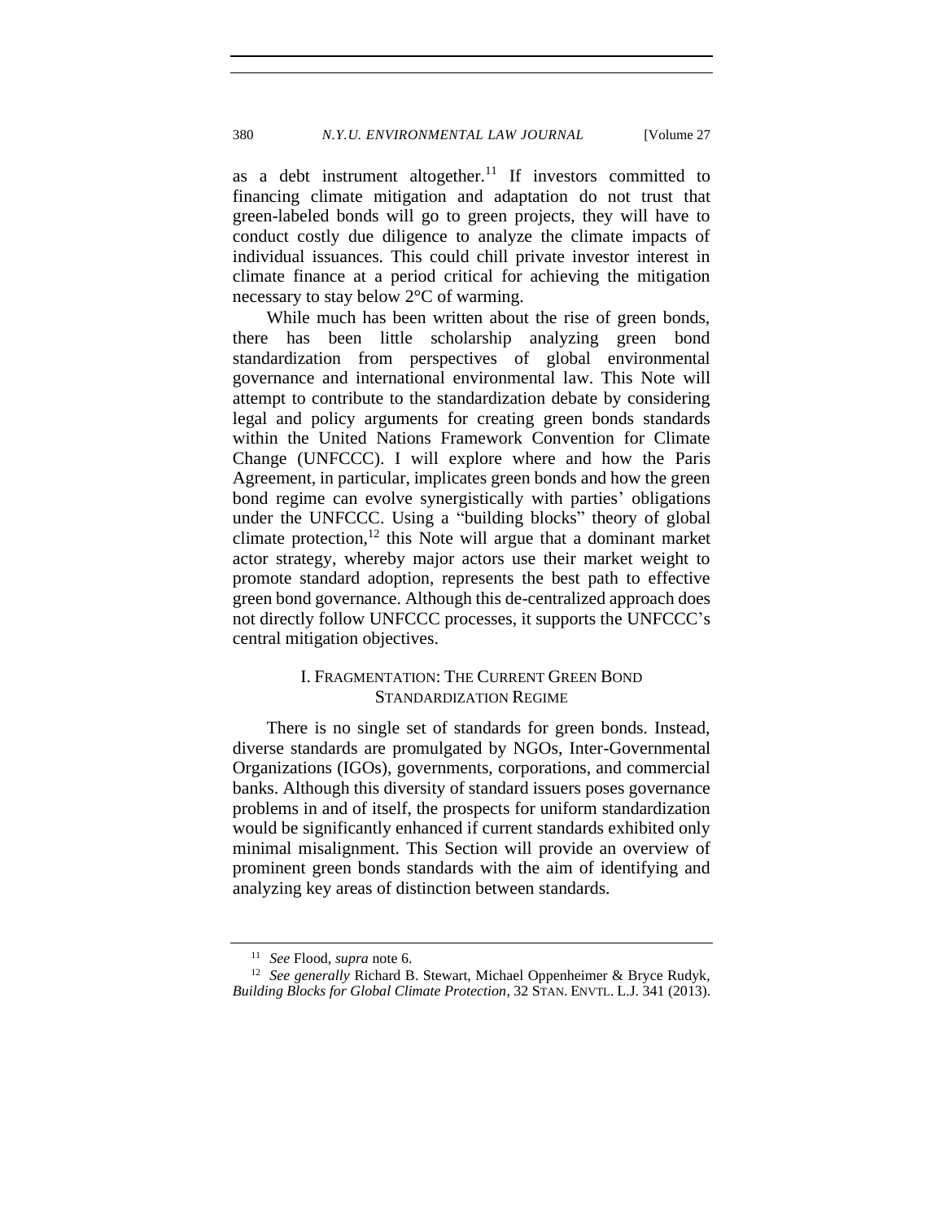as a debt instrument altogether.[11] If investors committed to financing climate mitigation and adaptation do not trust that green-labeled bonds will go to green projects, they will have to conduct costly due diligence to analyze the climate impacts of individual issuances. This could chill private investor interest in climate finance at a period critical for achieving the mitigation necessary to stay below 2°C of warming.

While much has been written about the rise of green bonds, there has been little scholarship analyzing green bond standardization from perspectives of global environmental governance and international environmental law. This Note will attempt to contribute to the standardization debate by considering legal and policy arguments for creating green bonds standards within the United Nations Framework Convention for Climate Change (UNFCCC). I will explore where and how the Paris Agreement, in particular, implicates green bonds and how the green bond regime can evolve synergistically with parties' obligations under the UNFCCC. Using a "building blocks" theory of global climate protection,[12] this Note will argue that a dominant market actor strategy, whereby major actors use their market weight to promote standard adoption, represents the best path to effective green bond governance. Although this de-centralized approach does not directly follow UNFCCC processes, it supports the UNFCCC's central mitigation objectives.

## I. Fragmentation: The Current Green Bond Standardization Regime

There is no single set of standards for green bonds. Instead, diverse standards are promulgated by NGOs, Inter-Governmental Organizations (IGOs), governments, corporations, and commercial banks. Although this diversity of standard issuers poses governance problems in and of itself, the prospects for uniform standardization would be significantly enhanced if current standards exhibited only minimal misalignment. This Section will provide an overview of prominent green bonds standards with the aim of identifying and analyzing key areas of distinction between standards.

---

[11] *See* Flood, *supra* note 6.

[12] *See generally* Richard B. Stewart, Michael Oppenheimer & Bryce Rudyk, *Building Blocks for Global Climate Protection*, 32 Stan. Envtl. L.J. 341 (2013).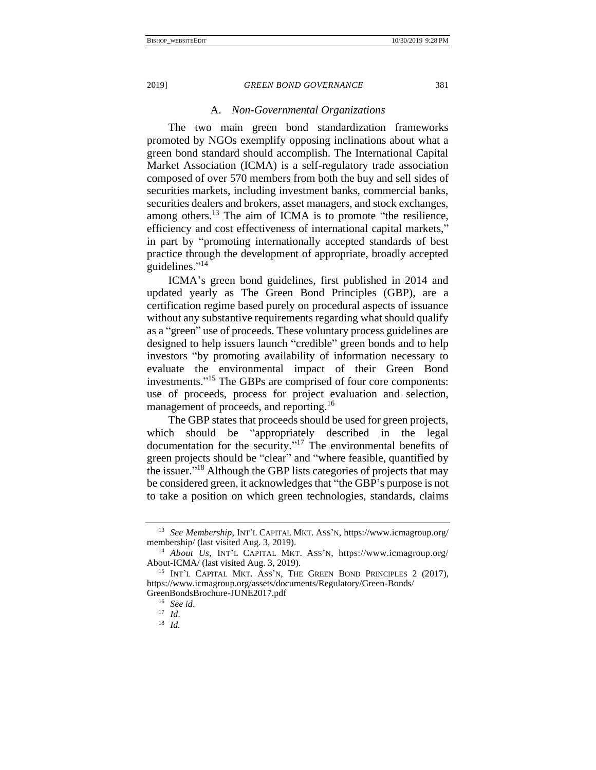### A. *Non-Governmental Organizations*

The two main green bond standardization frameworks promoted by NGOs exemplify opposing inclinations about what a green bond standard should accomplish. The International Capital Market Association (ICMA) is a self-regulatory trade association composed of over 570 members from both the buy and sell sides of securities markets, including investment banks, commercial banks, securities dealers and brokers, asset managers, and stock exchanges, among others.[13] The aim of ICMA is to promote "the resilience, efficiency and cost effectiveness of international capital markets," in part by "promoting internationally accepted standards of best practice through the development of appropriate, broadly accepted guidelines."[14]

ICMA's green bond guidelines, first published in 2014 and updated yearly as The Green Bond Principles (GBP), are a certification regime based purely on procedural aspects of issuance without any substantive requirements regarding what should qualify as a "green" use of proceeds. These voluntary process guidelines are designed to help issuers launch "credible" green bonds and to help investors "by promoting availability of information necessary to evaluate the environmental impact of their Green Bond investments."[15] The GBPs are comprised of four core components: use of proceeds, process for project evaluation and selection, management of proceeds, and reporting.[16]

The GBP states that proceeds should be used for green projects, which should be "appropriately described in the legal documentation for the security."[17] The environmental benefits of green projects should be "clear" and "where feasible, quantified by the issuer."[18] Although the GBP lists categories of projects that may be considered green, it acknowledges that "the GBP's purpose is not to take a position on which green technologies, standards, claims

---

[13] *See Membership*, INT'L CAPITAL MKT. ASS'N, https://www.icmagroup.org/membership/ (last visited Aug. 3, 2019).

[14] *About Us*, INT'L CAPITAL MKT. ASS'N, https://www.icmagroup.org/About-ICMA/ (last visited Aug. 3, 2019).

[15] INT'L CAPITAL MKT. ASS'N, THE GREEN BOND PRINCIPLES 2 (2017), https://www.icmagroup.org/assets/documents/Regulatory/Green-Bonds/GreenBondsBrochure-JUNE2017.pdf

[16] *See id*.

[17] *Id*.

[18] *Id.*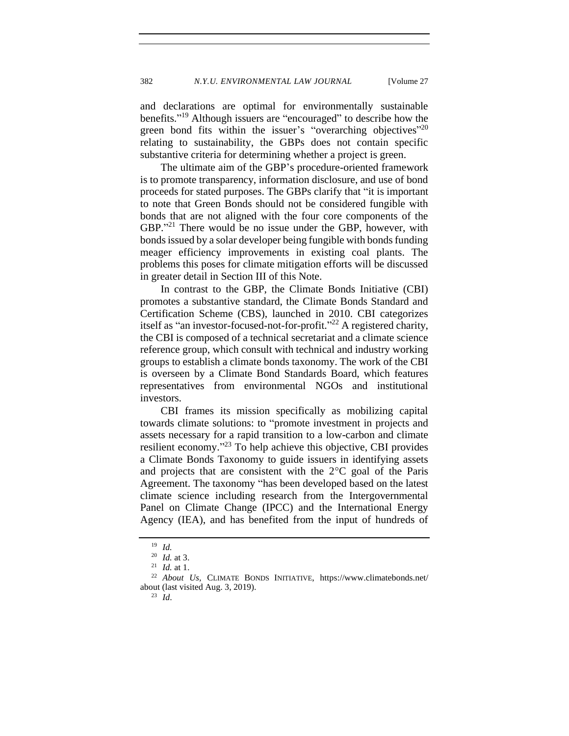and declarations are optimal for environmentally sustainable benefits."[19] Although issuers are "encouraged" to describe how the green bond fits within the issuer's "overarching objectives"[20] relating to sustainability, the GBPs does not contain specific substantive criteria for determining whether a project is green.

The ultimate aim of the GBP's procedure-oriented framework is to promote transparency, information disclosure, and use of bond proceeds for stated purposes. The GBPs clarify that "it is important to note that Green Bonds should not be considered fungible with bonds that are not aligned with the four core components of the GBP."[21] There would be no issue under the GBP, however, with bonds issued by a solar developer being fungible with bonds funding meager efficiency improvements in existing coal plants. The problems this poses for climate mitigation efforts will be discussed in greater detail in Section III of this Note.

In contrast to the GBP, the Climate Bonds Initiative (CBI) promotes a substantive standard, the Climate Bonds Standard and Certification Scheme (CBS), launched in 2010. CBI categorizes itself as "an investor-focused-not-for-profit."[22] A registered charity, the CBI is composed of a technical secretariat and a climate science reference group, which consult with technical and industry working groups to establish a climate bonds taxonomy. The work of the CBI is overseen by a Climate Bond Standards Board, which features representatives from environmental NGOs and institutional investors.

CBI frames its mission specifically as mobilizing capital towards climate solutions: to "promote investment in projects and assets necessary for a rapid transition to a low-carbon and climate resilient economy."[23] To help achieve this objective, CBI provides a Climate Bonds Taxonomy to guide issuers in identifying assets and projects that are consistent with the 2°C goal of the Paris Agreement. The taxonomy "has been developed based on the latest climate science including research from the Intergovernmental Panel on Climate Change (IPCC) and the International Energy Agency (IEA), and has benefited from the input of hundreds of

---

[19] *Id.*

[20] *Id.* at 3.

[21] *Id.* at 1.

[22] *About Us*, CLIMATE BONDS INITIATIVE, https://www.climatebonds.net/about (last visited Aug. 3, 2019).

[23] *Id*.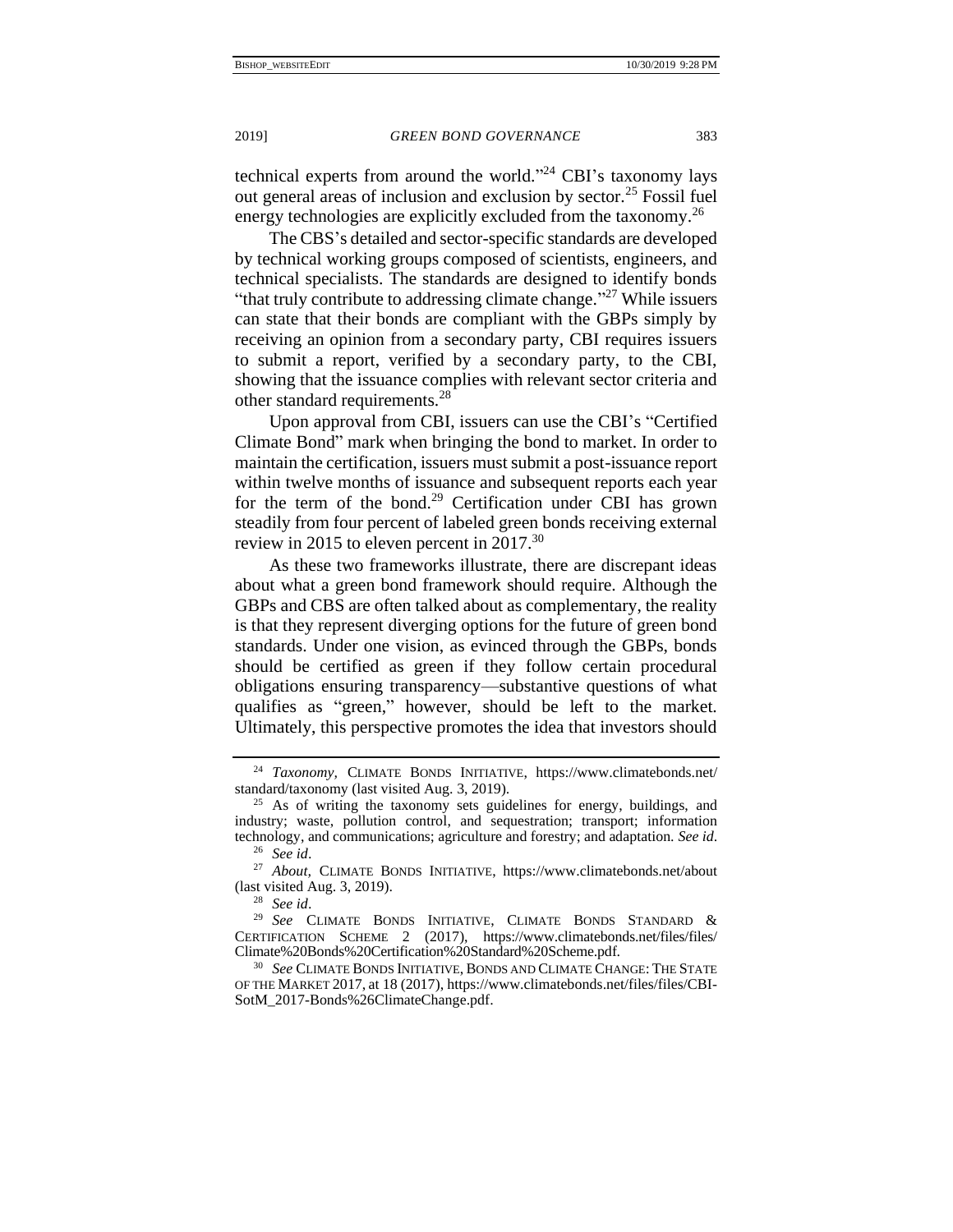technical experts from around the world."[24] CBI's taxonomy lays out general areas of inclusion and exclusion by sector.[25] Fossil fuel energy technologies are explicitly excluded from the taxonomy.[26]

The CBS's detailed and sector-specific standards are developed by technical working groups composed of scientists, engineers, and technical specialists. The standards are designed to identify bonds "that truly contribute to addressing climate change."[27] While issuers can state that their bonds are compliant with the GBPs simply by receiving an opinion from a secondary party, CBI requires issuers to submit a report, verified by a secondary party, to the CBI, showing that the issuance complies with relevant sector criteria and other standard requirements.[28]

Upon approval from CBI, issuers can use the CBI's "Certified Climate Bond" mark when bringing the bond to market. In order to maintain the certification, issuers must submit a post-issuance report within twelve months of issuance and subsequent reports each year for the term of the bond.[29] Certification under CBI has grown steadily from four percent of labeled green bonds receiving external review in 2015 to eleven percent in 2017.[30]

As these two frameworks illustrate, there are discrepant ideas about what a green bond framework should require. Although the GBPs and CBS are often talked about as complementary, the reality is that they represent diverging options for the future of green bond standards. Under one vision, as evinced through the GBPs, bonds should be certified as green if they follow certain procedural obligations ensuring transparency—substantive questions of what qualifies as "green," however, should be left to the market. Ultimately, this perspective promotes the idea that investors should

---

[24] *Taxonomy*, CLIMATE BONDS INITIATIVE, https://www.climatebonds.net/standard/taxonomy (last visited Aug. 3, 2019).

[25] As of writing the taxonomy sets guidelines for energy, buildings, and industry; waste, pollution control, and sequestration; transport; information technology, and communications; agriculture and forestry; and adaptation. *See id*.

[26] *See id*.

[27] *About*, CLIMATE BONDS INITIATIVE, https://www.climatebonds.net/about (last visited Aug. 3, 2019).

[28] *See id*.

[29] *See* CLIMATE BONDS INITIATIVE, CLIMATE BONDS STANDARD & CERTIFICATION SCHEME 2 (2017), https://www.climatebonds.net/files/files/Climate%20Bonds%20Certification%20Standard%20Scheme.pdf.

[30] *See* CLIMATE BONDS INITIATIVE, BONDS AND CLIMATE CHANGE: THE STATE OF THE MARKET 2017, at 18 (2017), https://www.climatebonds.net/files/files/CBI-SotM_2017-Bonds%26ClimateChange.pdf.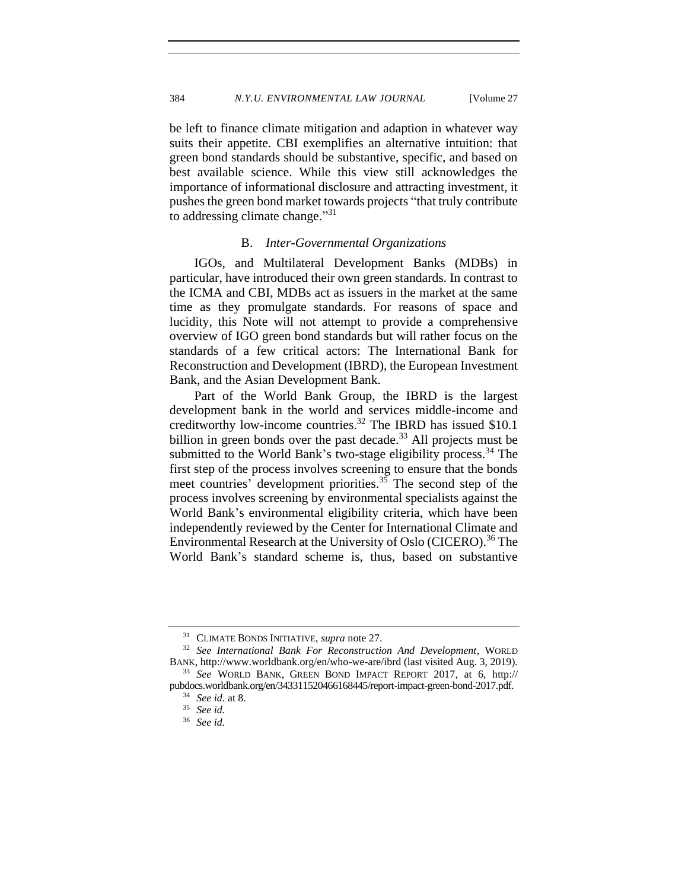be left to finance climate mitigation and adaption in whatever way suits their appetite. CBI exemplifies an alternative intuition: that green bond standards should be substantive, specific, and based on best available science. While this view still acknowledges the importance of informational disclosure and attracting investment, it pushes the green bond market towards projects "that truly contribute to addressing climate change."[31]

### B. *Inter-Governmental Organizations*

IGOs, and Multilateral Development Banks (MDBs) in particular, have introduced their own green standards. In contrast to the ICMA and CBI, MDBs act as issuers in the market at the same time as they promulgate standards. For reasons of space and lucidity, this Note will not attempt to provide a comprehensive overview of IGO green bond standards but will rather focus on the standards of a few critical actors: The International Bank for Reconstruction and Development (IBRD), the European Investment Bank, and the Asian Development Bank.

Part of the World Bank Group, the IBRD is the largest development bank in the world and services middle-income and creditworthy low-income countries.[32] The IBRD has issued $10.1 billion in green bonds over the past decade.[33] All projects must be submitted to the World Bank's two-stage eligibility process.[34] The first step of the process involves screening to ensure that the bonds meet countries' development priorities.[35] The second step of the process involves screening by environmental specialists against the World Bank's environmental eligibility criteria, which have been independently reviewed by the Center for International Climate and Environmental Research at the University of Oslo (CICERO).[36] The World Bank's standard scheme is, thus, based on substantive

---

[31] CLIMATE BONDS INITIATIVE, *supra* note 27.

[32] *See International Bank For Reconstruction And Development*, WORLD BANK, http://www.worldbank.org/en/who-we-are/ibrd (last visited Aug. 3, 2019).

[33] *See* WORLD BANK, GREEN BOND IMPACT REPORT 2017, at 6, http://pubdocs.worldbank.org/en/343311520466168445/report-impact-green-bond-2017.pdf.

[34] *See id.* at 8.

[35] *See id.*

[36] *See id.*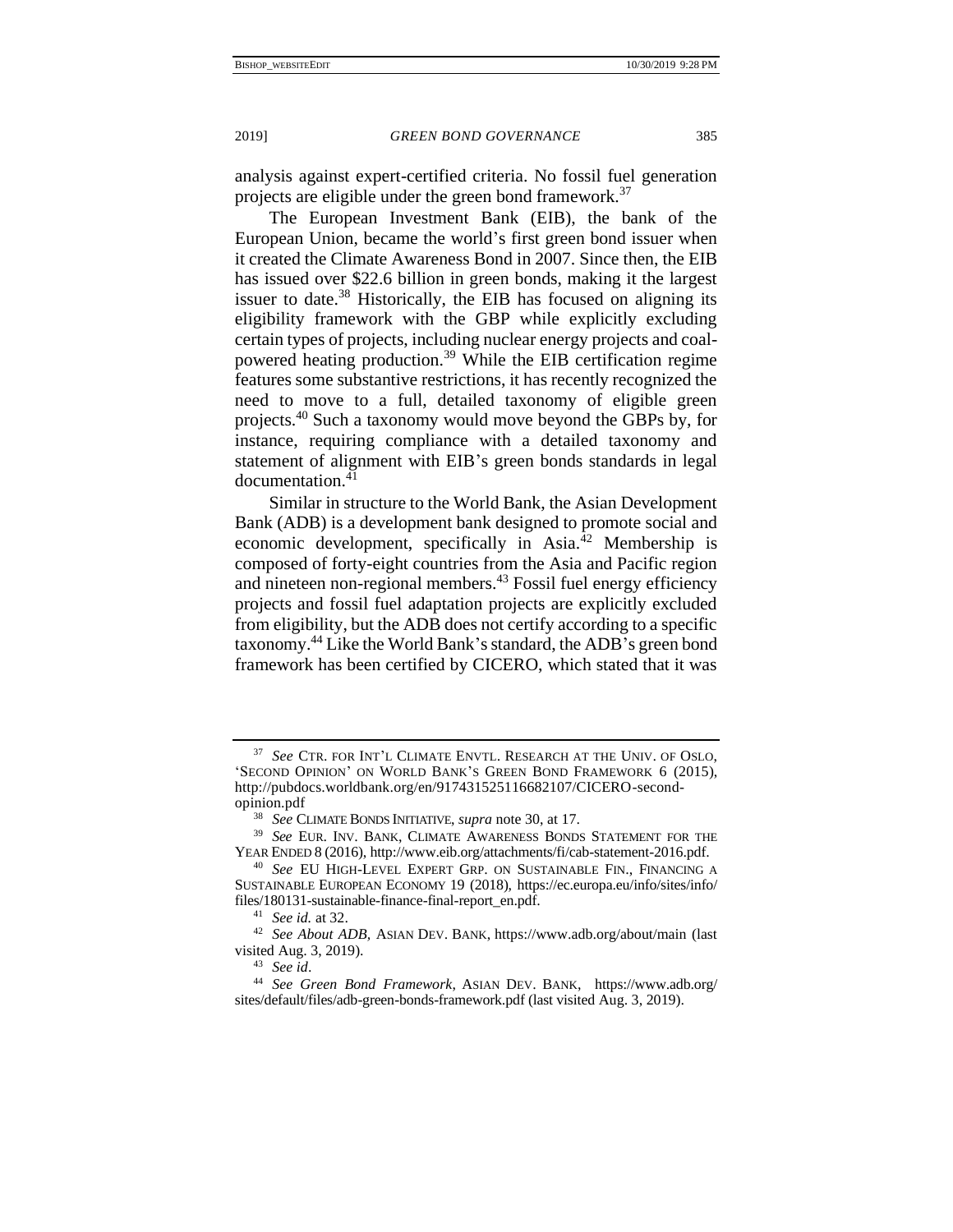analysis against expert-certified criteria. No fossil fuel generation projects are eligible under the green bond framework.[37]

The European Investment Bank (EIB), the bank of the European Union, became the world's first green bond issuer when it created the Climate Awareness Bond in 2007. Since then, the EIB has issued over $22.6 billion in green bonds, making it the largest issuer to date.[38] Historically, the EIB has focused on aligning its eligibility framework with the GBP while explicitly excluding certain types of projects, including nuclear energy projects and coal-powered heating production.[39] While the EIB certification regime features some substantive restrictions, it has recently recognized the need to move to a full, detailed taxonomy of eligible green projects.[40] Such a taxonomy would move beyond the GBPs by, for instance, requiring compliance with a detailed taxonomy and statement of alignment with EIB's green bonds standards in legal documentation.[41]

Similar in structure to the World Bank, the Asian Development Bank (ADB) is a development bank designed to promote social and economic development, specifically in Asia.[42] Membership is composed of forty-eight countries from the Asia and Pacific region and nineteen non-regional members.[43] Fossil fuel energy efficiency projects and fossil fuel adaptation projects are explicitly excluded from eligibility, but the ADB does not certify according to a specific taxonomy.[44] Like the World Bank's standard, the ADB's green bond framework has been certified by CICERO, which stated that it was

---

[37] *See* CTR. FOR INT'L CLIMATE ENVTL. RESEARCH AT THE UNIV. OF OSLO, 'SECOND OPINION' ON WORLD BANK'S GREEN BOND FRAMEWORK 6 (2015), http://pubdocs.worldbank.org/en/917431525116682107/CICERO-second-opinion.pdf

[38] *See* CLIMATE BONDS INITIATIVE, *supra* note 30, at 17.

[39] *See* EUR. INV. BANK, CLIMATE AWARENESS BONDS STATEMENT FOR THE YEAR ENDED 8 (2016), http://www.eib.org/attachments/fi/cab-statement-2016.pdf.

[40] *See* EU HIGH-LEVEL EXPERT GRP. ON SUSTAINABLE FIN., FINANCING A SUSTAINABLE EUROPEAN ECONOMY 19 (2018), https://ec.europa.eu/info/sites/info/files/180131-sustainable-finance-final-report_en.pdf.

[41] *See id.* at 32.

[42] *See About ADB*, ASIAN DEV. BANK, https://www.adb.org/about/main (last visited Aug. 3, 2019).

[43] *See id*.

[44] *See Green Bond Framework*, ASIAN DEV. BANK, https://www.adb.org/sites/default/files/adb-green-bonds-framework.pdf (last visited Aug. 3, 2019).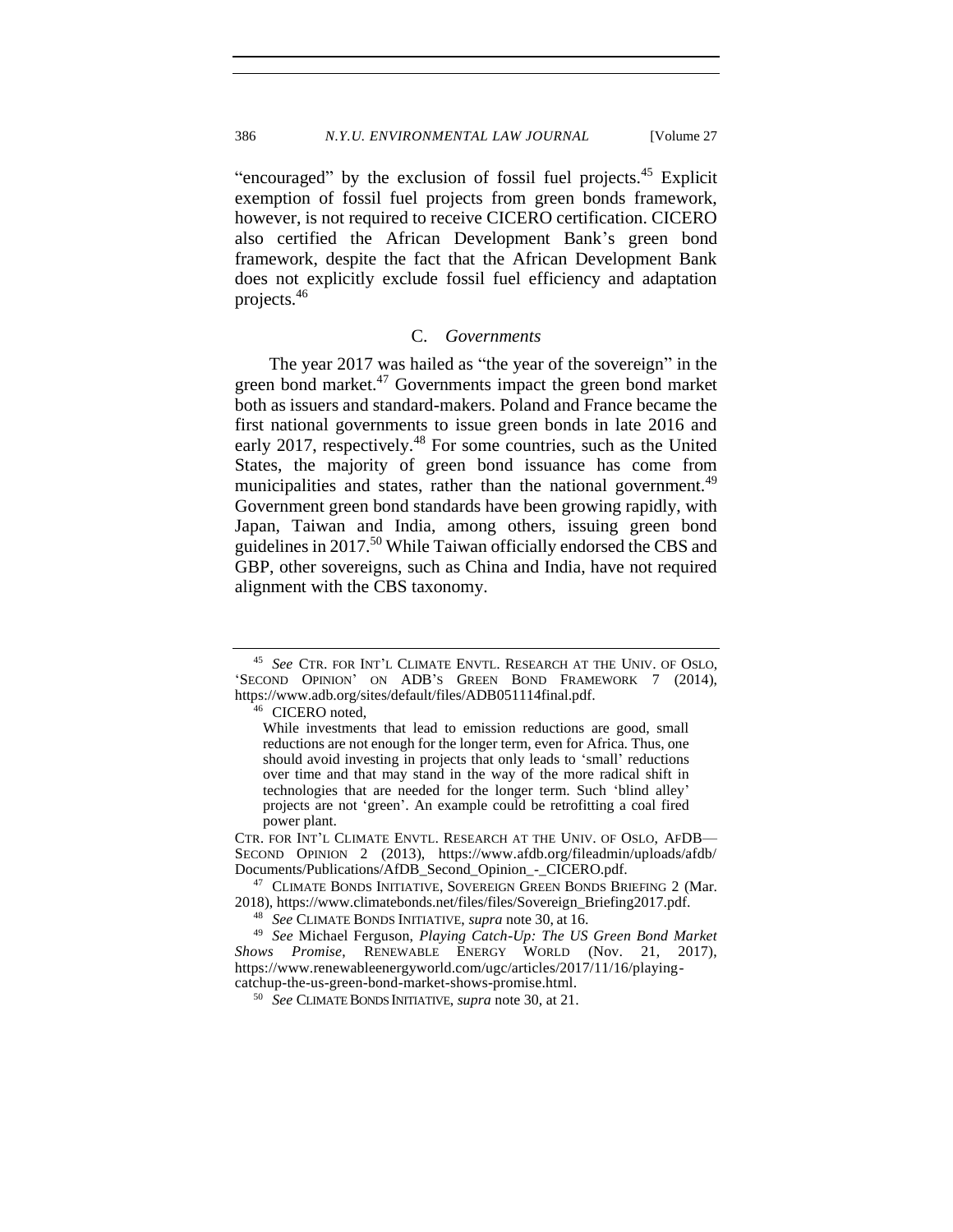"encouraged" by the exclusion of fossil fuel projects.[45] Explicit exemption of fossil fuel projects from green bonds framework, however, is not required to receive CICERO certification. CICERO also certified the African Development Bank's green bond framework, despite the fact that the African Development Bank does not explicitly exclude fossil fuel efficiency and adaptation projects.[46]

### C. *Governments*

The year 2017 was hailed as "the year of the sovereign" in the green bond market.[47] Governments impact the green bond market both as issuers and standard-makers. Poland and France became the first national governments to issue green bonds in late 2016 and early 2017, respectively.[48] For some countries, such as the United States, the majority of green bond issuance has come from municipalities and states, rather than the national government.[49] Government green bond standards have been growing rapidly, with Japan, Taiwan and India, among others, issuing green bond guidelines in 2017.[50] While Taiwan officially endorsed the CBS and GBP, other sovereigns, such as China and India, have not required alignment with the CBS taxonomy.

---

[45] *See* CTR. FOR INT'L CLIMATE ENVTL. RESEARCH AT THE UNIV. OF OSLO, 'SECOND OPINION' ON ADB'S GREEN BOND FRAMEWORK 7 (2014), https://www.adb.org/sites/default/files/ADB051114final.pdf.

[46] CICERO noted,

> While investments that lead to emission reductions are good, small reductions are not enough for the longer term, even for Africa. Thus, one should avoid investing in projects that only leads to 'small' reductions over time and that may stand in the way of the more radical shift in technologies that are needed for the longer term. Such 'blind alley' projects are not 'green'. An example could be retrofitting a coal fired power plant.

CTR. FOR INT'L CLIMATE ENVTL. RESEARCH AT THE UNIV. OF OSLO, AFDB—SECOND OPINION 2 (2013), https://www.afdb.org/fileadmin/uploads/afdb/Documents/Publications/AfDB_Second_Opinion_-_CICERO.pdf.

[47] CLIMATE BONDS INITIATIVE, SOVEREIGN GREEN BONDS BRIEFING 2 (Mar. 2018), https://www.climatebonds.net/files/files/Sovereign_Briefing2017.pdf.

[48] *See* CLIMATE BONDS INITIATIVE, *supra* note 30, at 16.

[49] *See* Michael Ferguson, *Playing Catch-Up: The US Green Bond Market Shows Promise*, RENEWABLE ENERGY WORLD (Nov. 21, 2017), https://www.renewableenergyworld.com/ugc/articles/2017/11/16/playing-catchup-the-us-green-bond-market-shows-promise.html.

[50] *See* CLIMATE BONDS INITIATIVE, *supra* note 30, at 21.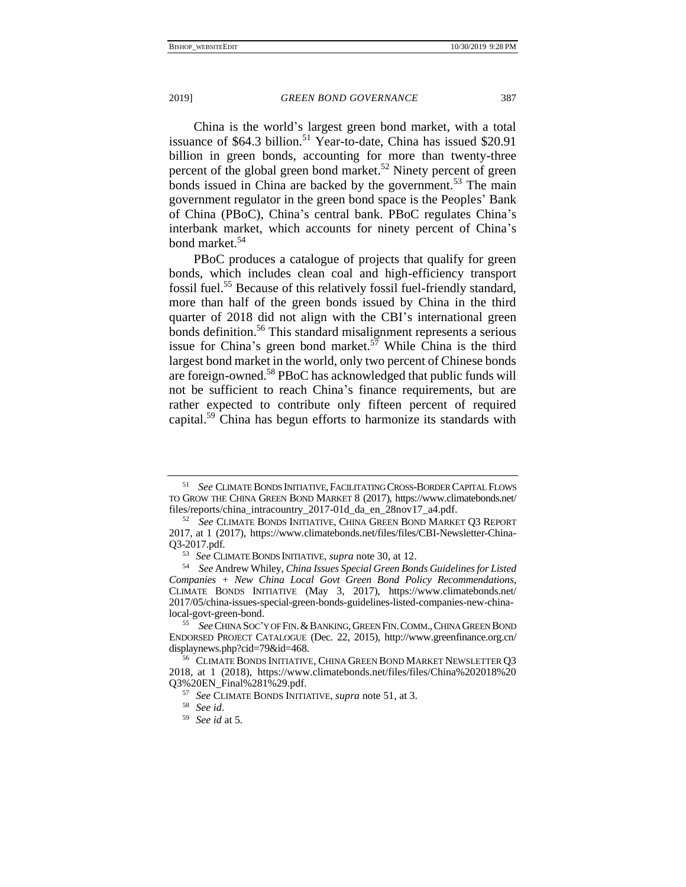China is the world's largest green bond market, with a total issuance of $64.3 billion.[51] Year-to-date, China has issued $20.91 billion in green bonds, accounting for more than twenty-three percent of the global green bond market.[52] Ninety percent of green bonds issued in China are backed by the government.[53] The main government regulator in the green bond space is the Peoples' Bank of China (PBoC), China's central bank. PBoC regulates China's interbank market, which accounts for ninety percent of China's bond market.[54]

PBoC produces a catalogue of projects that qualify for green bonds, which includes clean coal and high-efficiency transport fossil fuel.[55] Because of this relatively fossil fuel-friendly standard, more than half of the green bonds issued by China in the third quarter of 2018 did not align with the CBI's international green bonds definition.[56] This standard misalignment represents a serious issue for China's green bond market.[57] While China is the third largest bond market in the world, only two percent of Chinese bonds are foreign-owned.[58] PBoC has acknowledged that public funds will not be sufficient to reach China's finance requirements, but are rather expected to contribute only fifteen percent of required capital.[59] China has begun efforts to harmonize its standards with

---

51 *See* CLIMATE BONDS INITIATIVE, FACILITATING CROSS-BORDER CAPITAL FLOWS TO GROW THE CHINA GREEN BOND MARKET 8 (2017), https://www.climatebonds.net/files/reports/china_intracountry_2017-01d_da_en_28nov17_a4.pdf.

52 *See* CLIMATE BONDS INITIATIVE, CHINA GREEN BOND MARKET Q3 REPORT 2017, at 1 (2017), https://www.climatebonds.net/files/files/CBI-Newsletter-China-Q3-2017.pdf.

53 *See* CLIMATE BONDS INITIATIVE, *supra* note 30, at 12.

54 *See* Andrew Whiley, *China Issues Special Green Bonds Guidelines for Listed Companies + New China Local Govt Green Bond Policy Recommendations*, CLIMATE BONDS INITIATIVE (May 3, 2017), https://www.climatebonds.net/2017/05/china-issues-special-green-bonds-guidelines-listed-companies-new-china-local-govt-green-bond.

55 *See* CHINA SOC'Y OF FIN. & BANKING, GREEN FIN. COMM., CHINA GREEN BOND ENDORSED PROJECT CATALOGUE (Dec. 22, 2015), http://www.greenfinance.org.cn/displaynews.php?cid=79&id=468.

56 CLIMATE BONDS INITIATIVE, CHINA GREEN BOND MARKET NEWSLETTER Q3 2018, at 1 (2018), https://www.climatebonds.net/files/files/China%202018%20Q3%20EN_Final%281%29.pdf.

57 *See* CLIMATE BONDS INITIATIVE, *supra* note 51, at 3.

58 *See id*.

59 *See id* at 5.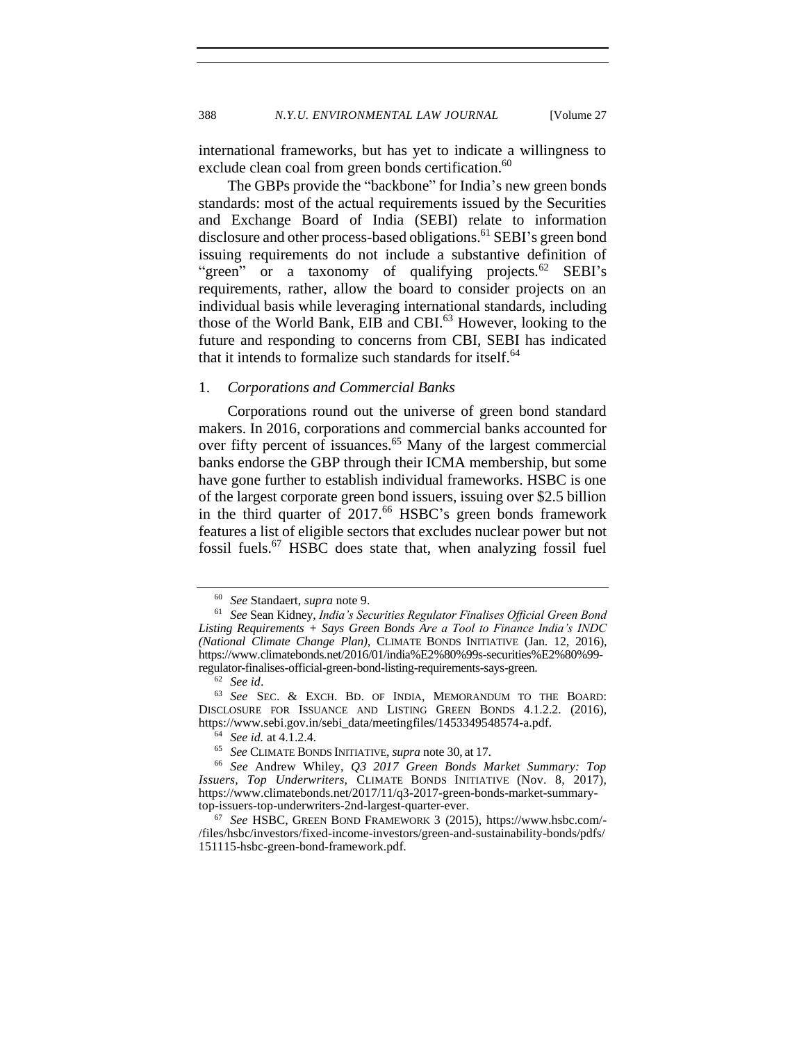international frameworks, but has yet to indicate a willingness to exclude clean coal from green bonds certification.[60]

The GBPs provide the "backbone" for India's new green bonds standards: most of the actual requirements issued by the Securities and Exchange Board of India (SEBI) relate to information disclosure and other process-based obligations.[61] SEBI's green bond issuing requirements do not include a substantive definition of "green" or a taxonomy of qualifying projects.[62] SEBI's requirements, rather, allow the board to consider projects on an individual basis while leveraging international standards, including those of the World Bank, EIB and CBI.[63] However, looking to the future and responding to concerns from CBI, SEBI has indicated that it intends to formalize such standards for itself.[64]

### 1. *Corporations and Commercial Banks*

Corporations round out the universe of green bond standard makers. In 2016, corporations and commercial banks accounted for over fifty percent of issuances.[65] Many of the largest commercial banks endorse the GBP through their ICMA membership, but some have gone further to establish individual frameworks. HSBC is one of the largest corporate green bond issuers, issuing over $2.5 billion in the third quarter of 2017.[66] HSBC's green bonds framework features a list of eligible sectors that excludes nuclear power but not fossil fuels.[67] HSBC does state that, when analyzing fossil fuel

---

[60] *See* Standaert, *supra* note 9.

[61] *See* Sean Kidney, *India's Securities Regulator Finalises Official Green Bond Listing Requirements + Says Green Bonds Are a Tool to Finance India's INDC (National Climate Change Plan)*, CLIMATE BONDS INITIATIVE (Jan. 12, 2016), https://www.climatebonds.net/2016/01/india%E2%80%99s-securities%E2%80%99-regulator-finalises-official-green-bond-listing-requirements-says-green.

[62] *See id*.

[63] *See* SEC. & EXCH. BD. OF INDIA, MEMORANDUM TO THE BOARD: DISCLOSURE FOR ISSUANCE AND LISTING GREEN BONDS 4.1.2.2. (2016), https://www.sebi.gov.in/sebi_data/meetingfiles/1453349548574-a.pdf.

[64] *See id.* at 4.1.2.4.

[65] *See* CLIMATE BONDS INITIATIVE, *supra* note 30, at 17.

[66] *See* Andrew Whiley, *Q3 2017 Green Bonds Market Summary: Top Issuers, Top Underwriters*, CLIMATE BONDS INITIATIVE (Nov. 8, 2017), https://www.climatebonds.net/2017/11/q3-2017-green-bonds-market-summary-top-issuers-top-underwriters-2nd-largest-quarter-ever.

[67] *See* HSBC, GREEN BOND FRAMEWORK 3 (2015), https://www.hsbc.com/-/files/hsbc/investors/fixed-income-investors/green-and-sustainability-bonds/pdfs/151115-hsbc-green-bond-framework.pdf.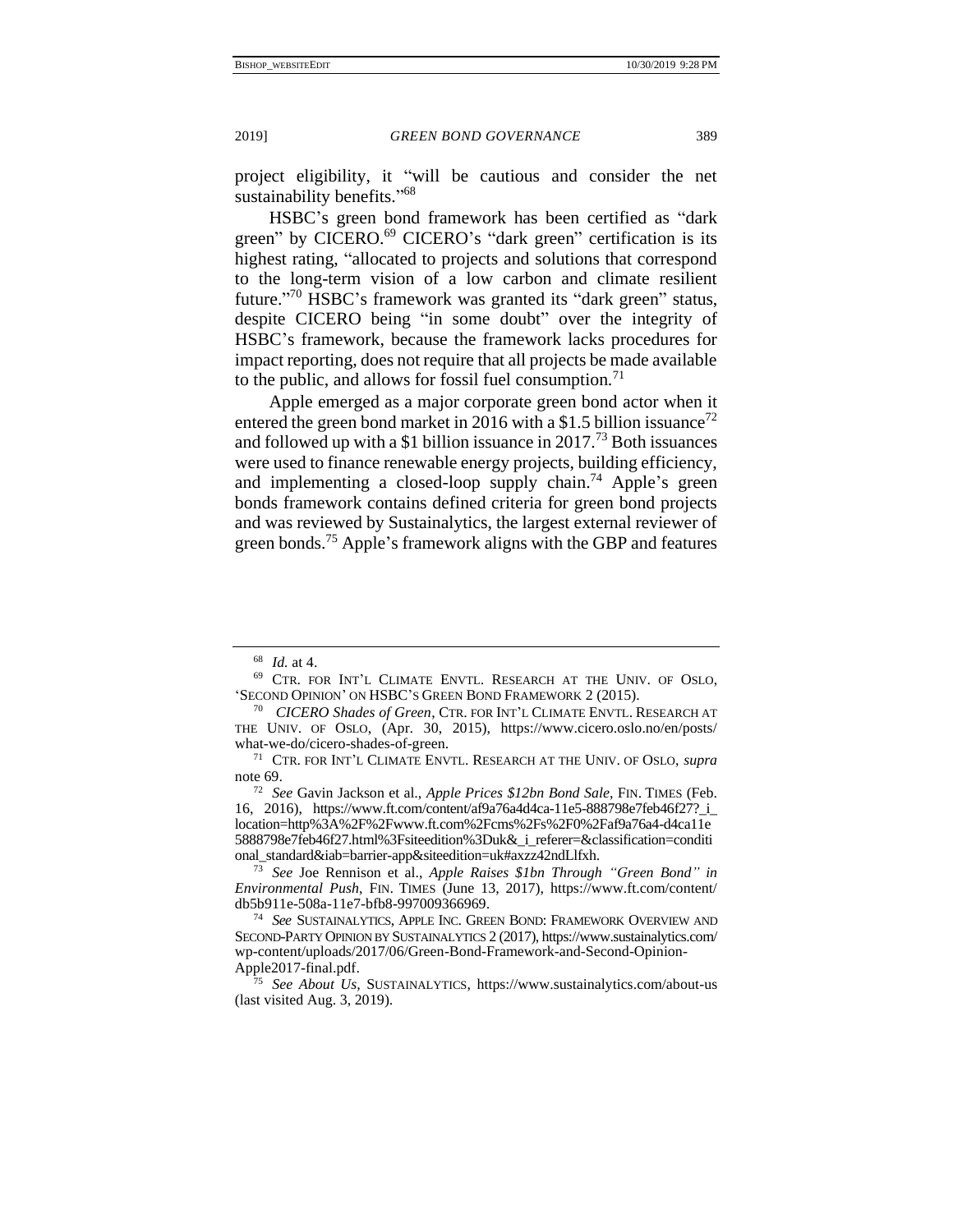project eligibility, it "will be cautious and consider the net sustainability benefits."[68]

HSBC's green bond framework has been certified as "dark green" by CICERO.[69] CICERO's "dark green" certification is its highest rating, "allocated to projects and solutions that correspond to the long-term vision of a low carbon and climate resilient future."[70] HSBC's framework was granted its "dark green" status, despite CICERO being "in some doubt" over the integrity of HSBC's framework, because the framework lacks procedures for impact reporting, does not require that all projects be made available to the public, and allows for fossil fuel consumption.[71]

Apple emerged as a major corporate green bond actor when it entered the green bond market in 2016 with a $1.5 billion issuance[72] and followed up with a $1 billion issuance in 2017.[73] Both issuances were used to finance renewable energy projects, building efficiency, and implementing a closed-loop supply chain.[74] Apple's green bonds framework contains defined criteria for green bond projects and was reviewed by Sustainalytics, the largest external reviewer of green bonds.[75] Apple's framework aligns with the GBP and features

---

[68] *Id.* at 4.

[69] CTR. FOR INT'L CLIMATE ENVTL. RESEARCH AT THE UNIV. OF OSLO, 'SECOND OPINION' ON HSBC'S GREEN BOND FRAMEWORK 2 (2015).

[70] *CICERO Shades of Green*, CTR. FOR INT'L CLIMATE ENVTL. RESEARCH AT THE UNIV. OF OSLO, (Apr. 30, 2015), https://www.cicero.oslo.no/en/posts/what-we-do/cicero-shades-of-green.

[71] CTR. FOR INT'L CLIMATE ENVTL. RESEARCH AT THE UNIV. OF OSLO, *supra* note 69.

[72] *See* Gavin Jackson et al., *Apple Prices $12bn Bond Sale*, FIN. TIMES (Feb. 16, 2016), https://www.ft.com/content/af9a76a4d4ca-11e5-888798e7feb46f27?_i_location=http%3A%2F%2Fwww.ft.com%2Fcms%2Fs%2F0%2Faf9a76a4-d4ca11e5888798e7feb46f27.html%3Fsiteedition%3Duk&_i_referer=&classification=conditional_standard&iab=barrier-app&siteedition=uk#axzz42ndLlfxh.

[73] *See* Joe Rennison et al., *Apple Raises $1bn Through "Green Bond" in Environmental Push*, FIN. TIMES (June 13, 2017), https://www.ft.com/content/db5b911e-508a-11e7-bfb8-997009366969.

[74] *See* SUSTAINALYTICS, APPLE INC. GREEN BOND: FRAMEWORK OVERVIEW AND SECOND-PARTY OPINION BY SUSTAINALYTICS 2 (2017), https://www.sustainalytics.com/wp-content/uploads/2017/06/Green-Bond-Framework-and-Second-Opinion-Apple2017-final.pdf.

[75] *See About Us*, SUSTAINALYTICS, https://www.sustainalytics.com/about-us (last visited Aug. 3, 2019).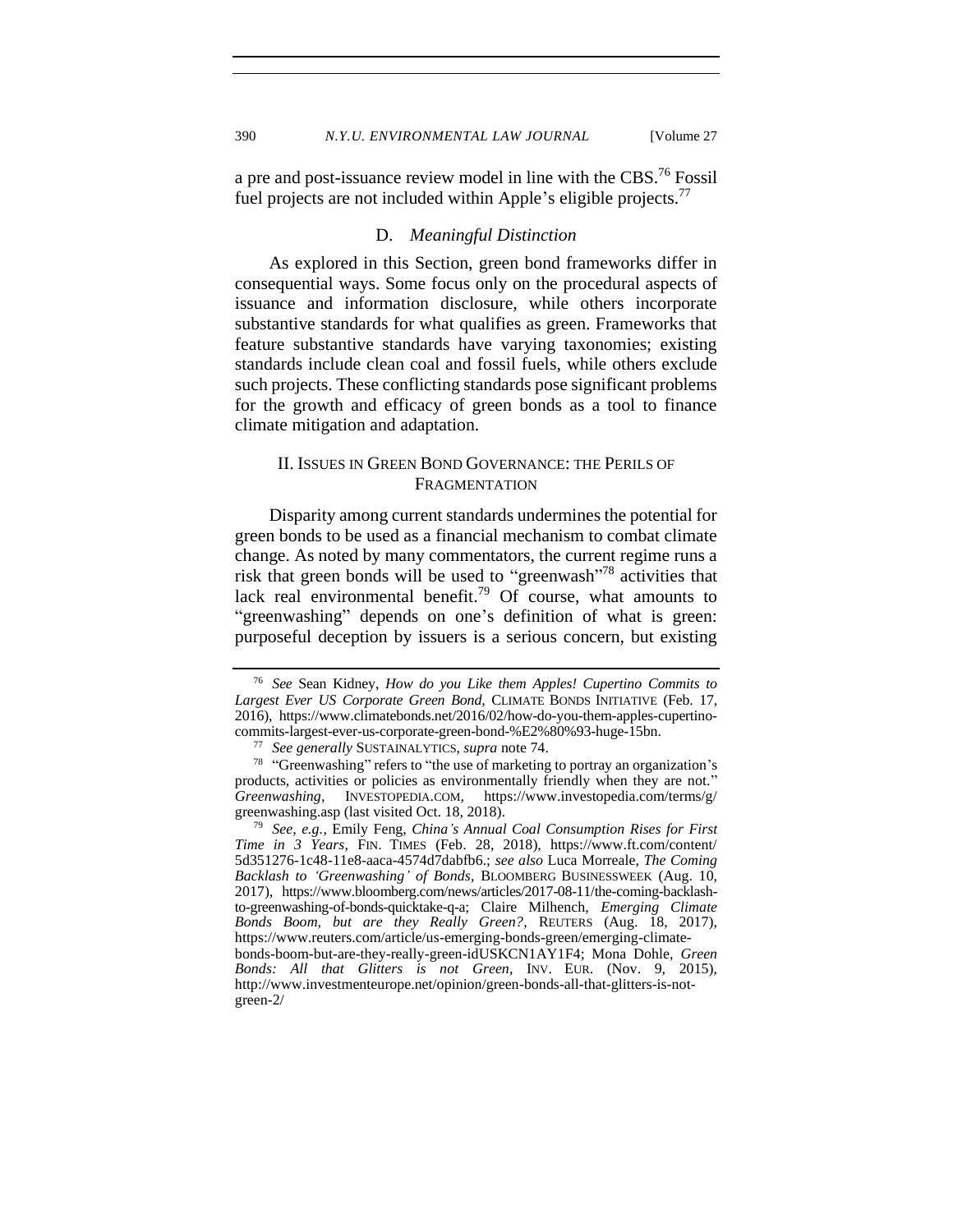a pre and post-issuance review model in line with the CBS.[76] Fossil fuel projects are not included within Apple's eligible projects.[77]

### D. *Meaningful Distinction*

As explored in this Section, green bond frameworks differ in consequential ways. Some focus only on the procedural aspects of issuance and information disclosure, while others incorporate substantive standards for what qualifies as green. Frameworks that feature substantive standards have varying taxonomies; existing standards include clean coal and fossil fuels, while others exclude such projects. These conflicting standards pose significant problems for the growth and efficacy of green bonds as a tool to finance climate mitigation and adaptation.

## II. Issues in Green Bond Governance: the Perils of Fragmentation

Disparity among current standards undermines the potential for green bonds to be used as a financial mechanism to combat climate change. As noted by many commentators, the current regime runs a risk that green bonds will be used to "greenwash"[78] activities that lack real environmental benefit.[79] Of course, what amounts to "greenwashing" depends on one's definition of what is green: purposeful deception by issuers is a serious concern, but existing

---

[76] *See* Sean Kidney, *How do you Like them Apples! Cupertino Commits to Largest Ever US Corporate Green Bond*, CLIMATE BONDS INITIATIVE (Feb. 17, 2016), https://www.climatebonds.net/2016/02/how-do-you-them-apples-cupertino-commits-largest-ever-us-corporate-green-bond-%E2%80%93-huge-15bn.

[77] *See generally* SUSTAINALYTICS, *supra* note 74.

[78] "Greenwashing" refers to "the use of marketing to portray an organization's products, activities or policies as environmentally friendly when they are not." *Greenwashing*, INVESTOPEDIA.COM, https://www.investopedia.com/terms/g/greenwashing.asp (last visited Oct. 18, 2018).

[79] *See, e.g.*, Emily Feng, *China's Annual Coal Consumption Rises for First Time in 3 Years*, FIN. TIMES (Feb. 28, 2018), https://www.ft.com/content/5d351276-1c48-11e8-aaca-4574d7dabfb6.; *see also* Luca Morreale, *The Coming Backlash to 'Greenwashing' of Bonds*, BLOOMBERG BUSINESSWEEK (Aug. 10, 2017), https://www.bloomberg.com/news/articles/2017-08-11/the-coming-backlash-to-greenwashing-of-bonds-quicktake-q-a; Claire Milhench, *Emerging Climate Bonds Boom, but are they Really Green?*, REUTERS (Aug. 18, 2017), https://www.reuters.com/article/us-emerging-bonds-green/emerging-climate-bonds-boom-but-are-they-really-green-idUSKCN1AY1F4; Mona Dohle, *Green Bonds: All that Glitters is not Green*, INV. EUR. (Nov. 9, 2015), http://www.investmenteurope.net/opinion/green-bonds-all-that-glitters-is-not-green-2/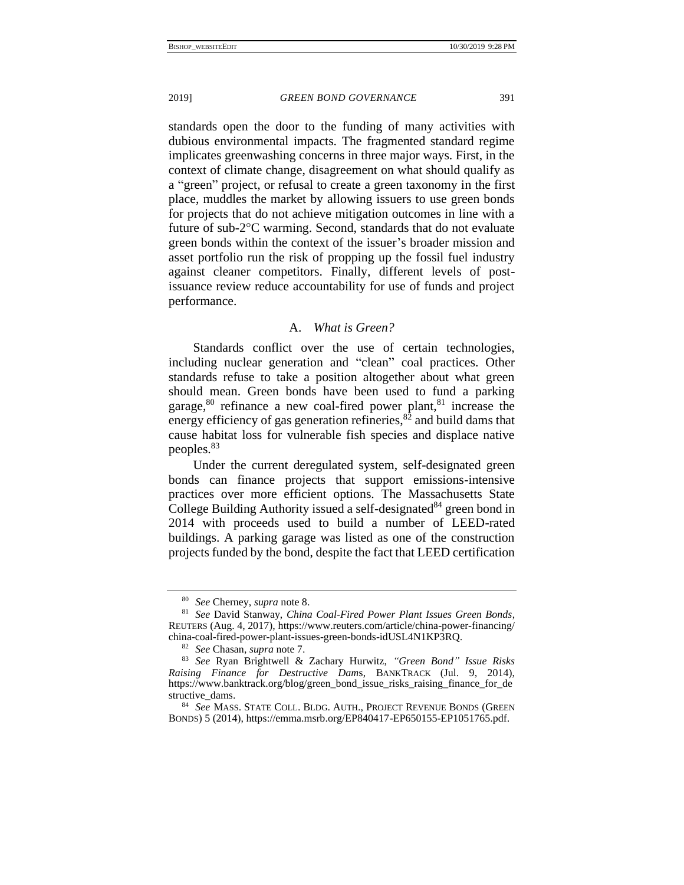standards open the door to the funding of many activities with dubious environmental impacts. The fragmented standard regime implicates greenwashing concerns in three major ways. First, in the context of climate change, disagreement on what should qualify as a "green" project, or refusal to create a green taxonomy in the first place, muddles the market by allowing issuers to use green bonds for projects that do not achieve mitigation outcomes in line with a future of sub-2°C warming. Second, standards that do not evaluate green bonds within the context of the issuer's broader mission and asset portfolio run the risk of propping up the fossil fuel industry against cleaner competitors. Finally, different levels of post-issuance review reduce accountability for use of funds and project performance.

### A. *What is Green?*

Standards conflict over the use of certain technologies, including nuclear generation and "clean" coal practices. Other standards refuse to take a position altogether about what green should mean. Green bonds have been used to fund a parking garage,[80] refinance a new coal-fired power plant,[81] increase the energy efficiency of gas generation refineries,[82] and build dams that cause habitat loss for vulnerable fish species and displace native peoples.[83]

Under the current deregulated system, self-designated green bonds can finance projects that support emissions-intensive practices over more efficient options. The Massachusetts State College Building Authority issued a self-designated[84] green bond in 2014 with proceeds used to build a number of LEED-rated buildings. A parking garage was listed as one of the construction projects funded by the bond, despite the fact that LEED certification

---

[80] *See* Cherney, *supra* note 8.

[81] *See* David Stanway, *China Coal-Fired Power Plant Issues Green Bonds*, REUTERS (Aug. 4, 2017), https://www.reuters.com/article/china-power-financing/china-coal-fired-power-plant-issues-green-bonds-idUSL4N1KP3RQ.

[82] *See* Chasan, *supra* note 7.

[83] *See* Ryan Brightwell & Zachary Hurwitz, *"Green Bond" Issue Risks Raising Finance for Destructive Dams*, BANKTRACK (Jul. 9, 2014), https://www.banktrack.org/blog/green_bond_issue_risks_raising_finance_for_destructive_dams.

[84] *See* MASS. STATE COLL. BLDG. AUTH., PROJECT REVENUE BONDS (GREEN BONDS) 5 (2014), https://emma.msrb.org/EP840417-EP650155-EP1051765.pdf.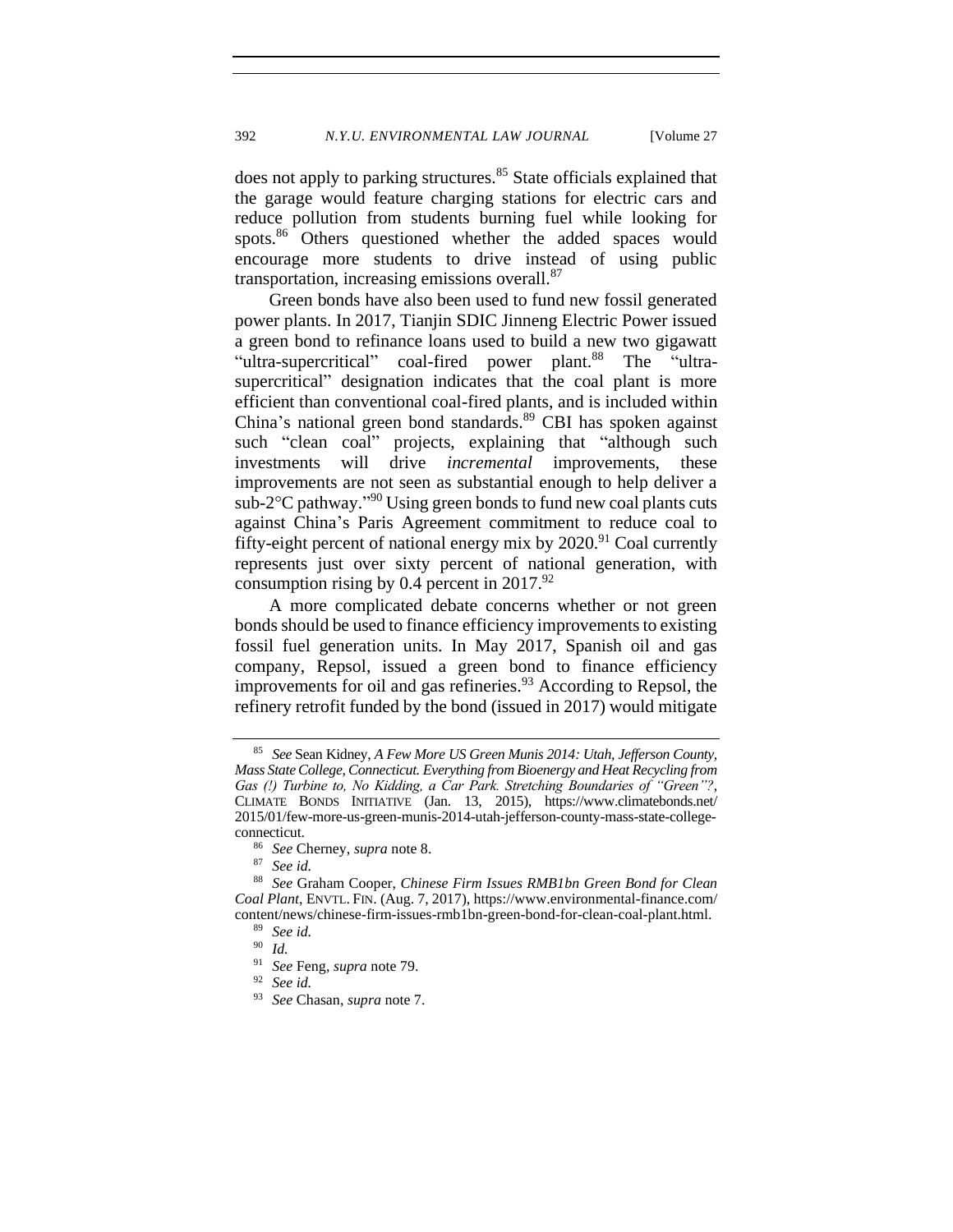does not apply to parking structures.[85] State officials explained that the garage would feature charging stations for electric cars and reduce pollution from students burning fuel while looking for spots.[86] Others questioned whether the added spaces would encourage more students to drive instead of using public transportation, increasing emissions overall.[87]

Green bonds have also been used to fund new fossil generated power plants. In 2017, Tianjin SDIC Jinneng Electric Power issued a green bond to refinance loans used to build a new two gigawatt "ultra-supercritical" coal-fired power plant.[88] The "ultra-supercritical" designation indicates that the coal plant is more efficient than conventional coal-fired plants, and is included within China's national green bond standards.[89] CBI has spoken against such "clean coal" projects, explaining that "although such investments will drive *incremental* improvements, these improvements are not seen as substantial enough to help deliver a sub-2°C pathway."[90] Using green bonds to fund new coal plants cuts against China's Paris Agreement commitment to reduce coal to fifty-eight percent of national energy mix by 2020.[91] Coal currently represents just over sixty percent of national generation, with consumption rising by 0.4 percent in 2017.[92]

A more complicated debate concerns whether or not green bonds should be used to finance efficiency improvements to existing fossil fuel generation units. In May 2017, Spanish oil and gas company, Repsol, issued a green bond to finance efficiency improvements for oil and gas refineries.[93] According to Repsol, the refinery retrofit funded by the bond (issued in 2017) would mitigate

---

[85] *See* Sean Kidney, *A Few More US Green Munis 2014: Utah, Jefferson County, Mass State College, Connecticut. Everything from Bioenergy and Heat Recycling from Gas (!) Turbine to, No Kidding, a Car Park. Stretching Boundaries of "Green"?*, CLIMATE BONDS INITIATIVE (Jan. 13, 2015), https://www.climatebonds.net/2015/01/few-more-us-green-munis-2014-utah-jefferson-county-mass-state-college-connecticut.

[86] *See* Cherney, *supra* note 8.

[87] *See id.*

[88] *See* Graham Cooper, *Chinese Firm Issues RMB1bn Green Bond for Clean Coal Plant*, ENVTL. FIN. (Aug. 7, 2017), https://www.environmental-finance.com/content/news/chinese-firm-issues-rmb1bn-green-bond-for-clean-coal-plant.html.

[89] *See id.*

[90] *Id.*

[91] *See* Feng, *supra* note 79.

[92] *See id.*

[93] *See* Chasan, *supra* note 7.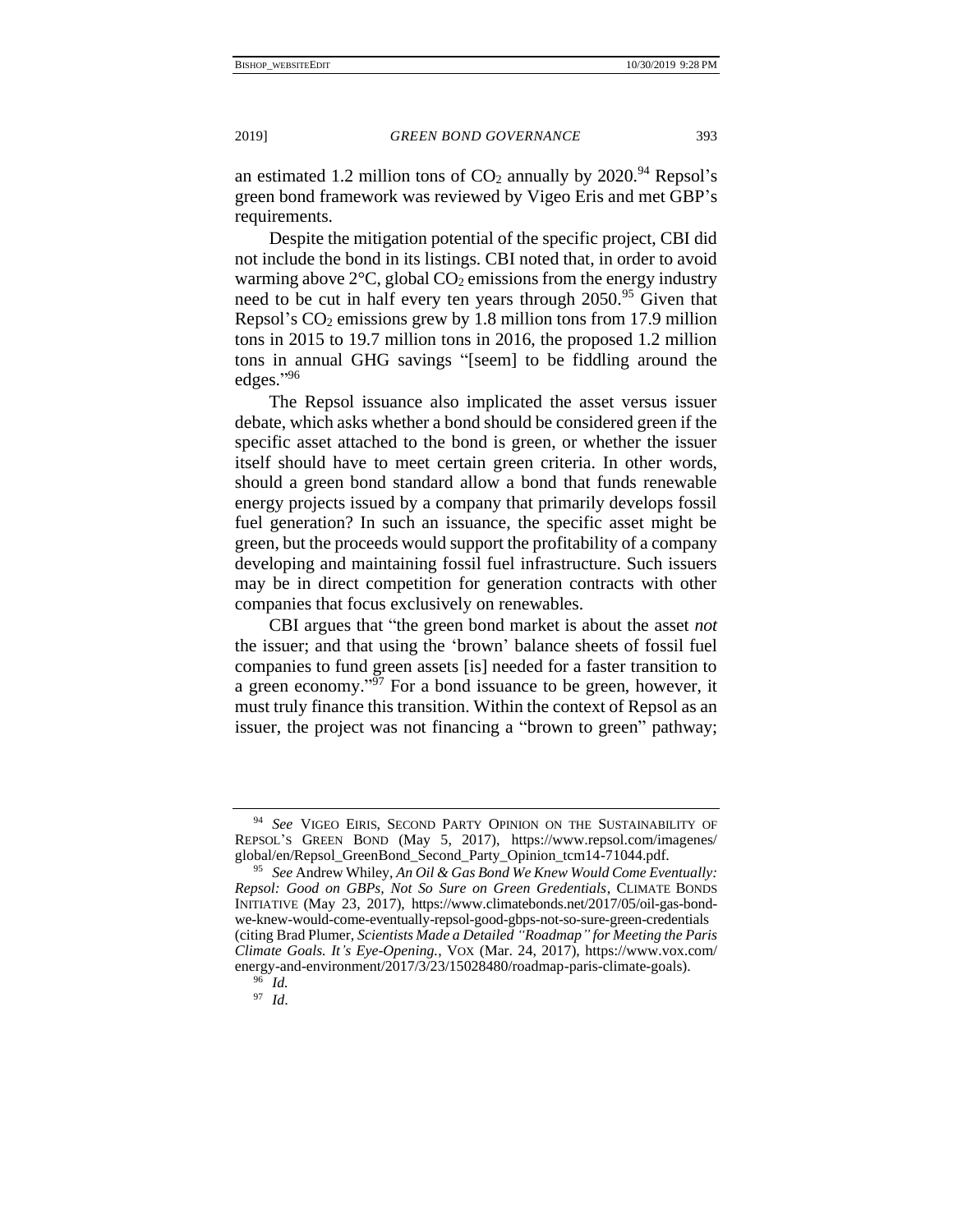an estimated 1.2 million tons of $CO_2$ annually by 2020.[94] Repsol's green bond framework was reviewed by Vigeo Eris and met GBP's requirements.

Despite the mitigation potential of the specific project, CBI did not include the bond in its listings. CBI noted that, in order to avoid warming above 2°C, global $CO_2$ emissions from the energy industry need to be cut in half every ten years through 2050.[95] Given that Repsol's $CO_2$ emissions grew by 1.8 million tons from 17.9 million tons in 2015 to 19.7 million tons in 2016, the proposed 1.2 million tons in annual GHG savings "[seem] to be fiddling around the edges."[96]

The Repsol issuance also implicated the asset versus issuer debate, which asks whether a bond should be considered green if the specific asset attached to the bond is green, or whether the issuer itself should have to meet certain green criteria. In other words, should a green bond standard allow a bond that funds renewable energy projects issued by a company that primarily develops fossil fuel generation? In such an issuance, the specific asset might be green, but the proceeds would support the profitability of a company developing and maintaining fossil fuel infrastructure. Such issuers may be in direct competition for generation contracts with other companies that focus exclusively on renewables.

CBI argues that "the green bond market is about the asset *not* the issuer; and that using the 'brown' balance sheets of fossil fuel companies to fund green assets [is] needed for a faster transition to a green economy."[97] For a bond issuance to be green, however, it must truly finance this transition. Within the context of Repsol as an issuer, the project was not financing a "brown to green" pathway;

---

[94] *See* VIGEO EIRIS, SECOND PARTY OPINION ON THE SUSTAINABILITY OF REPSOL'S GREEN BOND (May 5, 2017), https://www.repsol.com/imagenes/global/en/Repsol_GreenBond_Second_Party_Opinion_tcm14-71044.pdf.

[95] *See* Andrew Whiley, *An Oil & Gas Bond We Knew Would Come Eventually: Repsol: Good on GBPs, Not So Sure on Green Gredentials*, CLIMATE BONDS INITIATIVE (May 23, 2017), https://www.climatebonds.net/2017/05/oil-gas-bond-we-knew-would-come-eventually-repsol-good-gbps-not-so-sure-green-credentials (citing Brad Plumer, *Scientists Made a Detailed "Roadmap" for Meeting the Paris Climate Goals. It's Eye-Opening.*, VOX (Mar. 24, 2017), https://www.vox.com/energy-and-environment/2017/3/23/15028480/roadmap-paris-climate-goals).

[96] *Id.*

[97] *Id*.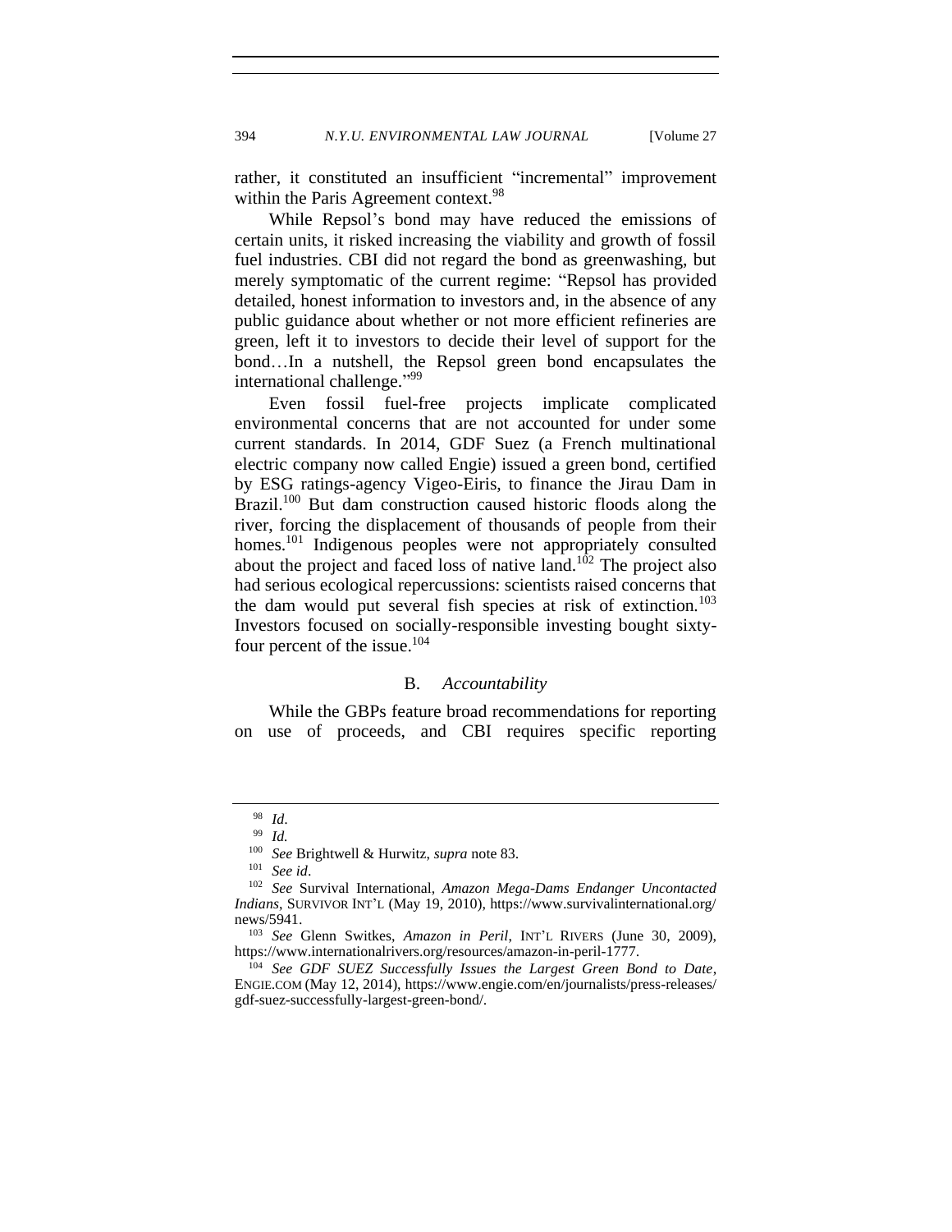rather, it constituted an insufficient "incremental" improvement within the Paris Agreement context.[98]

While Repsol's bond may have reduced the emissions of certain units, it risked increasing the viability and growth of fossil fuel industries. CBI did not regard the bond as greenwashing, but merely symptomatic of the current regime: "Repsol has provided detailed, honest information to investors and, in the absence of any public guidance about whether or not more efficient refineries are green, left it to investors to decide their level of support for the bond…In a nutshell, the Repsol green bond encapsulates the international challenge."[99]

Even fossil fuel-free projects implicate complicated environmental concerns that are not accounted for under some current standards. In 2014, GDF Suez (a French multinational electric company now called Engie) issued a green bond, certified by ESG ratings-agency Vigeo-Eiris, to finance the Jirau Dam in Brazil.[100] But dam construction caused historic floods along the river, forcing the displacement of thousands of people from their homes.[101] Indigenous peoples were not appropriately consulted about the project and faced loss of native land.[102] The project also had serious ecological repercussions: scientists raised concerns that the dam would put several fish species at risk of extinction.[103] Investors focused on socially-responsible investing bought sixty-four percent of the issue.[104]

## B. *Accountability*

While the GBPs feature broad recommendations for reporting on use of proceeds, and CBI requires specific reporting

---

[98] *Id*.

[99] *Id.*

[100] *See* Brightwell & Hurwitz, *supra* note 83.

[101] *See id*.

[102] *See* Survival International, *Amazon Mega-Dams Endanger Uncontacted Indians*, SURVIVOR INT'L (May 19, 2010), https://www.survivalinternational.org/news/5941.

[103] *See* Glenn Switkes, *Amazon in Peril*, INT'L RIVERS (June 30, 2009), https://www.internationalrivers.org/resources/amazon-in-peril-1777.

[104] *See GDF SUEZ Successfully Issues the Largest Green Bond to Date*, ENGIE.COM (May 12, 2014), https://www.engie.com/en/journalists/press-releases/gdf-suez-successfully-largest-green-bond/.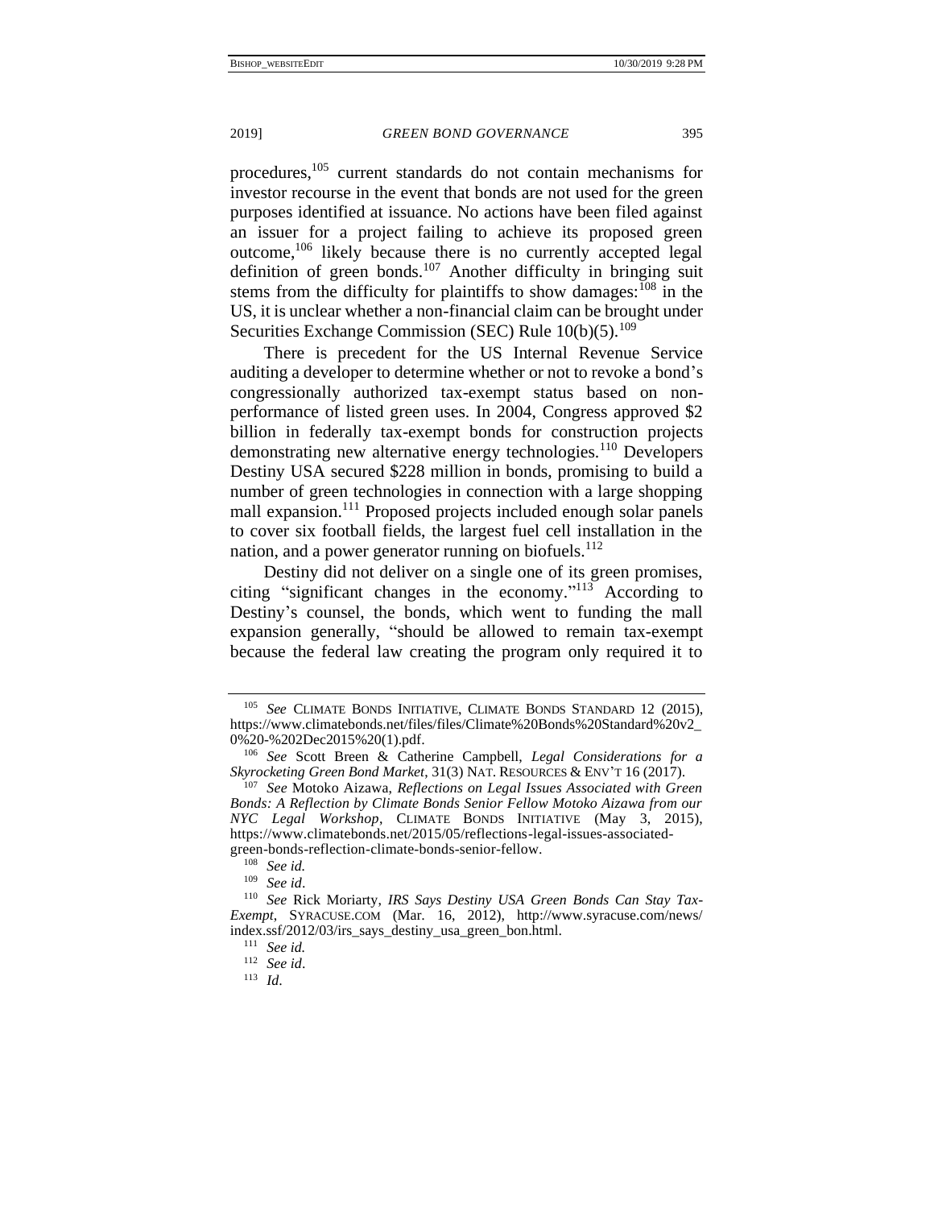procedures,[105] current standards do not contain mechanisms for investor recourse in the event that bonds are not used for the green purposes identified at issuance. No actions have been filed against an issuer for a project failing to achieve its proposed green outcome,[106] likely because there is no currently accepted legal definition of green bonds.[107] Another difficulty in bringing suit stems from the difficulty for plaintiffs to show damages:[108] in the US, it is unclear whether a non-financial claim can be brought under Securities Exchange Commission (SEC) Rule 10(b)(5).[109]

There is precedent for the US Internal Revenue Service auditing a developer to determine whether or not to revoke a bond's congressionally authorized tax-exempt status based on non-performance of listed green uses. In 2004, Congress approved $2 billion in federally tax-exempt bonds for construction projects demonstrating new alternative energy technologies.[110] Developers Destiny USA secured $228 million in bonds, promising to build a number of green technologies in connection with a large shopping mall expansion.[111] Proposed projects included enough solar panels to cover six football fields, the largest fuel cell installation in the nation, and a power generator running on biofuels.[112]

Destiny did not deliver on a single one of its green promises, citing "significant changes in the economy."[113] According to Destiny's counsel, the bonds, which went to funding the mall expansion generally, "should be allowed to remain tax-exempt because the federal law creating the program only required it to

---

[105] *See* CLIMATE BONDS INITIATIVE, CLIMATE BONDS STANDARD 12 (2015), https://www.climatebonds.net/files/files/Climate%20Bonds%20Standard%20v2_0%20-%202Dec2015%20(1).pdf.

[106] *See* Scott Breen & Catherine Campbell, *Legal Considerations for a Skyrocketing Green Bond Market*, 31(3) NAT. RESOURCES & ENV'T 16 (2017).

[107] *See* Motoko Aizawa, *Reflections on Legal Issues Associated with Green Bonds: A Reflection by Climate Bonds Senior Fellow Motoko Aizawa from our NYC Legal Workshop*, CLIMATE BONDS INITIATIVE (May 3, 2015), https://www.climatebonds.net/2015/05/reflections-legal-issues-associated-green-bonds-reflection-climate-bonds-senior-fellow.

[108] *See id.*

[109] *See id*.

[110] *See* Rick Moriarty, *IRS Says Destiny USA Green Bonds Can Stay Tax-Exempt*, SYRACUSE.COM (Mar. 16, 2012), http://www.syracuse.com/news/index.ssf/2012/03/irs_says_destiny_usa_green_bon.html.

[111] *See id.*

[112] *See id*.

[113] *Id*.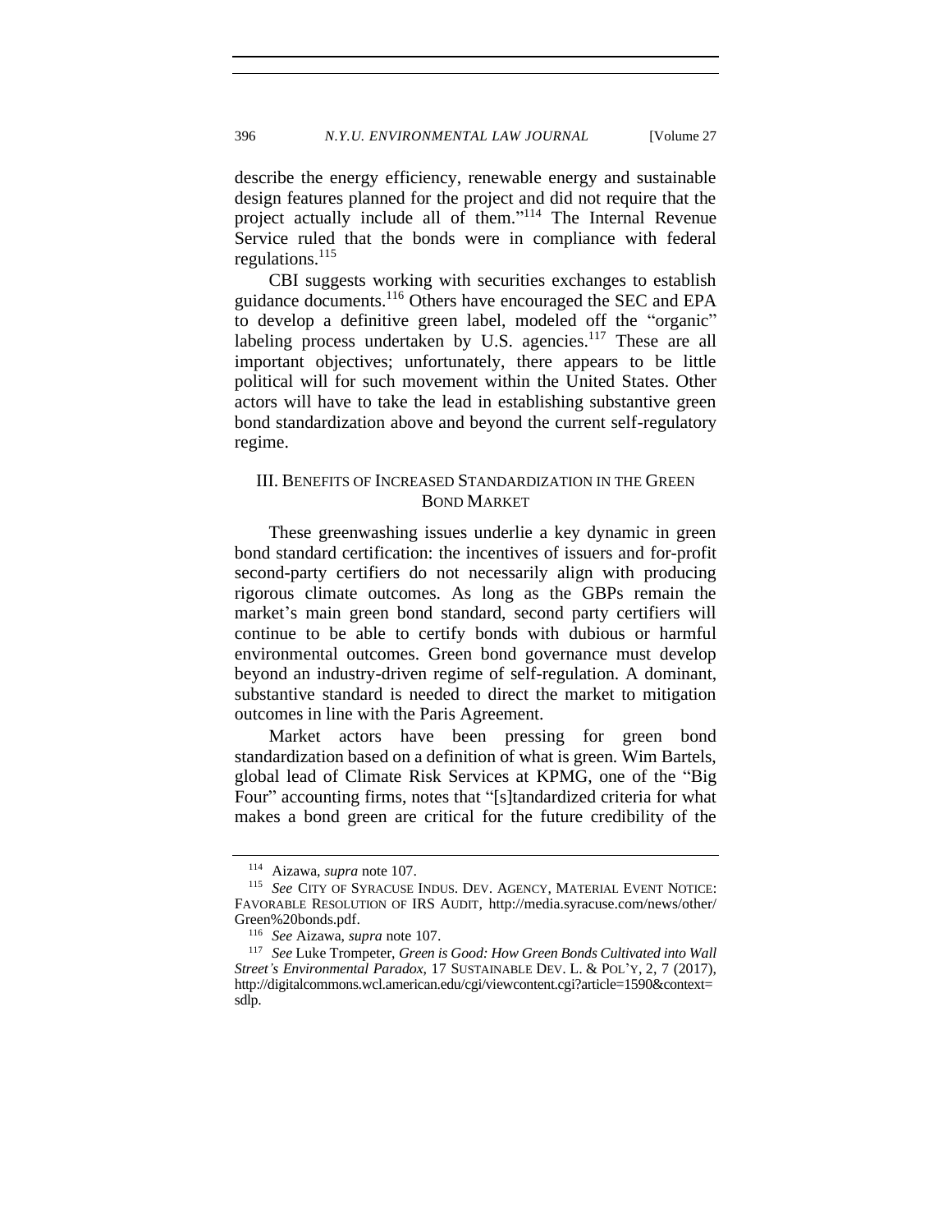describe the energy efficiency, renewable energy and sustainable design features planned for the project and did not require that the project actually include all of them."[114] The Internal Revenue Service ruled that the bonds were in compliance with federal regulations.[115]

CBI suggests working with securities exchanges to establish guidance documents.[116] Others have encouraged the SEC and EPA to develop a definitive green label, modeled off the "organic" labeling process undertaken by U.S. agencies.[117] These are all important objectives; unfortunately, there appears to be little political will for such movement within the United States. Other actors will have to take the lead in establishing substantive green bond standardization above and beyond the current self-regulatory regime.

## III. Benefits of Increased Standardization in the Green Bond Market

These greenwashing issues underlie a key dynamic in green bond standard certification: the incentives of issuers and for-profit second-party certifiers do not necessarily align with producing rigorous climate outcomes. As long as the GBPs remain the market's main green bond standard, second party certifiers will continue to be able to certify bonds with dubious or harmful environmental outcomes. Green bond governance must develop beyond an industry-driven regime of self-regulation. A dominant, substantive standard is needed to direct the market to mitigation outcomes in line with the Paris Agreement.

Market actors have been pressing for green bond standardization based on a definition of what is green. Wim Bartels, global lead of Climate Risk Services at KPMG, one of the "Big Four" accounting firms, notes that "[s]tandardized criteria for what makes a bond green are critical for the future credibility of the

---

[114] Aizawa, *supra* note 107.

[115] *See* City of Syracuse Indus. Dev. Agency, Material Event Notice: Favorable Resolution of IRS Audit, http://media.syracuse.com/news/other/Green%20bonds.pdf.

[116] *See* Aizawa, *supra* note 107.

[117] *See* Luke Trompeter, *Green is Good: How Green Bonds Cultivated into Wall Street's Environmental Paradox*, 17 Sustainable Dev. L. & Pol'y, 2, 7 (2017), http://digitalcommons.wcl.american.edu/cgi/viewcontent.cgi?article=1590&context=sdlp.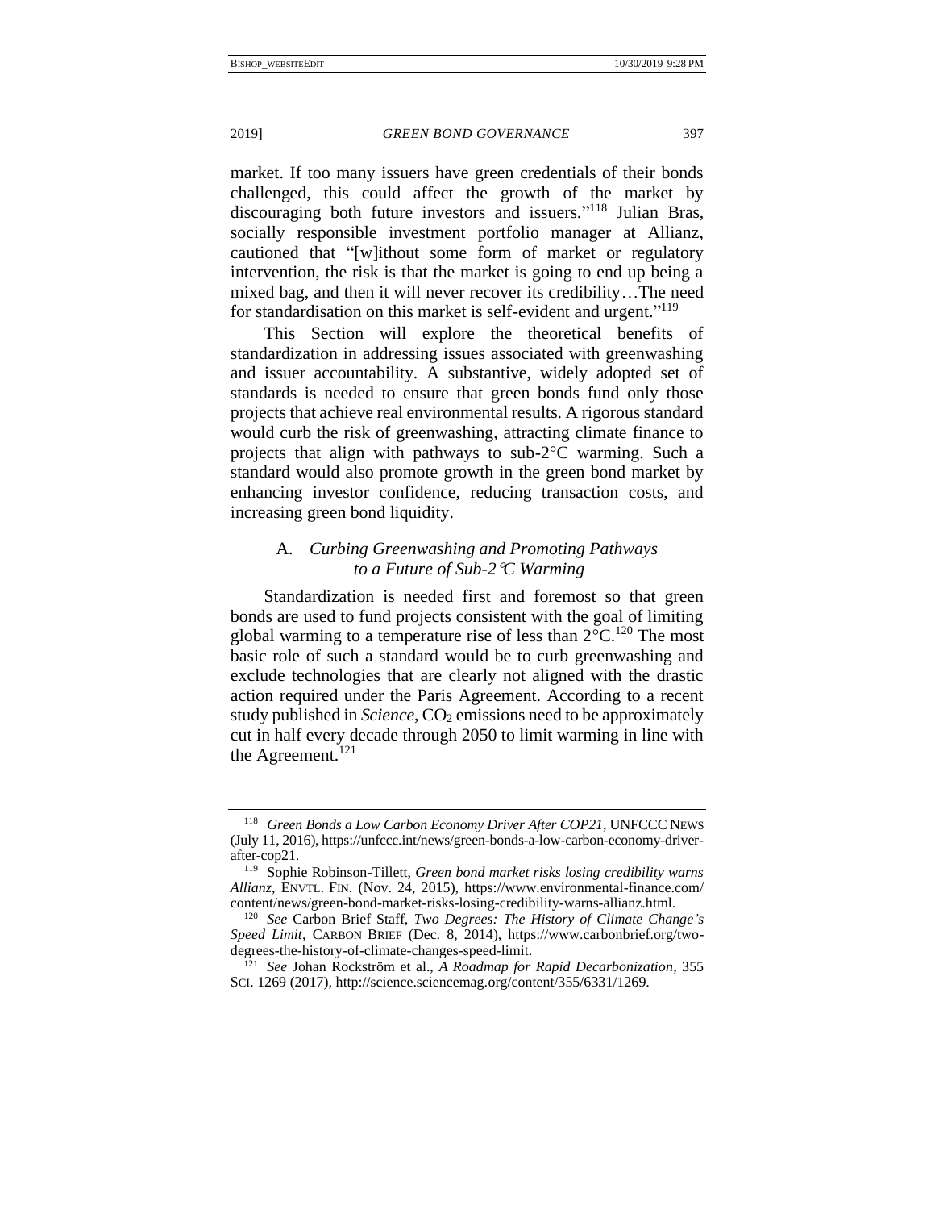market. If too many issuers have green credentials of their bonds challenged, this could affect the growth of the market by discouraging both future investors and issuers."[118] Julian Bras, socially responsible investment portfolio manager at Allianz, cautioned that "[w]ithout some form of market or regulatory intervention, the risk is that the market is going to end up being a mixed bag, and then it will never recover its credibility…The need for standardisation on this market is self-evident and urgent."[119]

This Section will explore the theoretical benefits of standardization in addressing issues associated with greenwashing and issuer accountability. A substantive, widely adopted set of standards is needed to ensure that green bonds fund only those projects that achieve real environmental results. A rigorous standard would curb the risk of greenwashing, attracting climate finance to projects that align with pathways to sub-2°C warming. Such a standard would also promote growth in the green bond market by enhancing investor confidence, reducing transaction costs, and increasing green bond liquidity.

### A. *Curbing Greenwashing and Promoting Pathways to a Future of Sub-2°C Warming*

Standardization is needed first and foremost so that green bonds are used to fund projects consistent with the goal of limiting global warming to a temperature rise of less than 2°C.[120] The most basic role of such a standard would be to curb greenwashing and exclude technologies that are clearly not aligned with the drastic action required under the Paris Agreement. According to a recent study published in *Science*, $CO_2$ emissions need to be approximately cut in half every decade through 2050 to limit warming in line with the Agreement.[121]

---

[118] *Green Bonds a Low Carbon Economy Driver After COP21*, UNFCCC NEWS (July 11, 2016), https://unfccc.int/news/green-bonds-a-low-carbon-economy-driver-after-cop21.

[119] Sophie Robinson-Tillett, *Green bond market risks losing credibility warns Allianz*, ENVTL. FIN. (Nov. 24, 2015), https://www.environmental-finance.com/content/news/green-bond-market-risks-losing-credibility-warns-allianz.html.

[120] *See* Carbon Brief Staff, *Two Degrees: The History of Climate Change's Speed Limit*, CARBON BRIEF (Dec. 8, 2014), https://www.carbonbrief.org/two-degrees-the-history-of-climate-changes-speed-limit.

[121] *See* Johan Rockström et al., *A Roadmap for Rapid Decarbonization*, 355 SCI. 1269 (2017), http://science.sciencemag.org/content/355/6331/1269.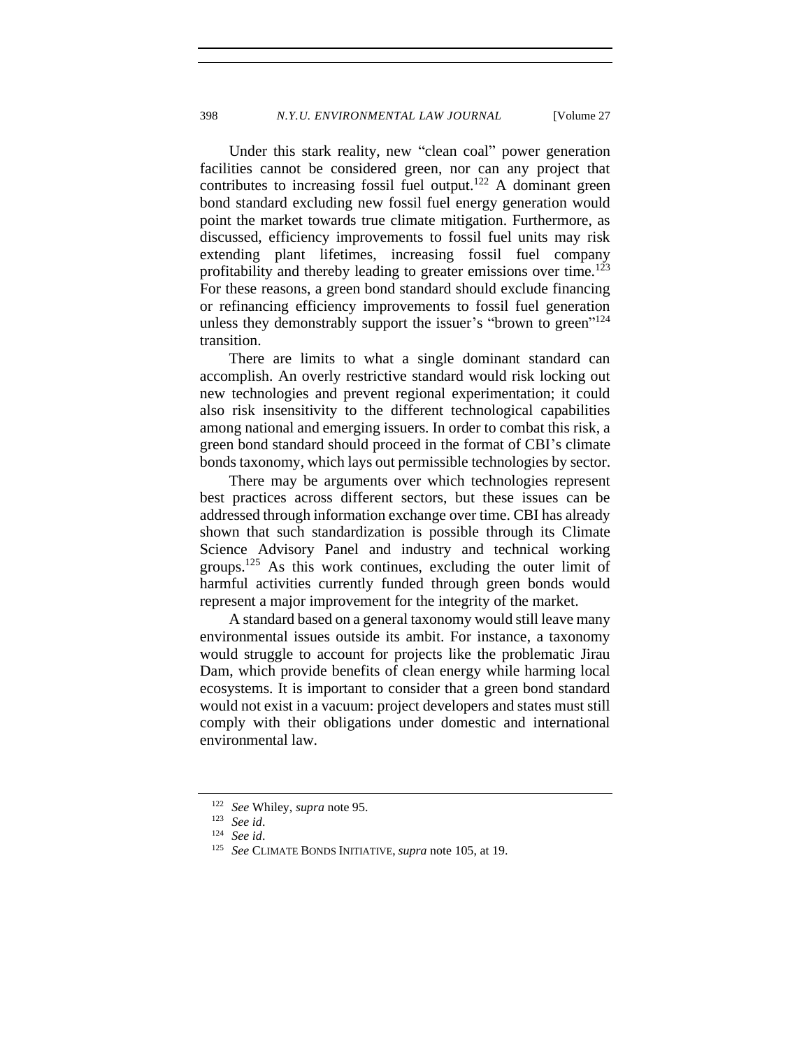Under this stark reality, new "clean coal" power generation facilities cannot be considered green, nor can any project that contributes to increasing fossil fuel output.[122] A dominant green bond standard excluding new fossil fuel energy generation would point the market towards true climate mitigation. Furthermore, as discussed, efficiency improvements to fossil fuel units may risk extending plant lifetimes, increasing fossil fuel company profitability and thereby leading to greater emissions over time.[123] For these reasons, a green bond standard should exclude financing or refinancing efficiency improvements to fossil fuel generation unless they demonstrably support the issuer's "brown to green"[124] transition.

There are limits to what a single dominant standard can accomplish. An overly restrictive standard would risk locking out new technologies and prevent regional experimentation; it could also risk insensitivity to the different technological capabilities among national and emerging issuers. In order to combat this risk, a green bond standard should proceed in the format of CBI's climate bonds taxonomy, which lays out permissible technologies by sector.

There may be arguments over which technologies represent best practices across different sectors, but these issues can be addressed through information exchange over time. CBI has already shown that such standardization is possible through its Climate Science Advisory Panel and industry and technical working groups.[125] As this work continues, excluding the outer limit of harmful activities currently funded through green bonds would represent a major improvement for the integrity of the market.

A standard based on a general taxonomy would still leave many environmental issues outside its ambit. For instance, a taxonomy would struggle to account for projects like the problematic Jirau Dam, which provide benefits of clean energy while harming local ecosystems. It is important to consider that a green bond standard would not exist in a vacuum: project developers and states must still comply with their obligations under domestic and international environmental law.

---

[122] *See* Whiley, *supra* note 95.

[123] *See id*.

[124] *See id*.

[125] *See* CLIMATE BONDS INITIATIVE, *supra* note 105, at 19.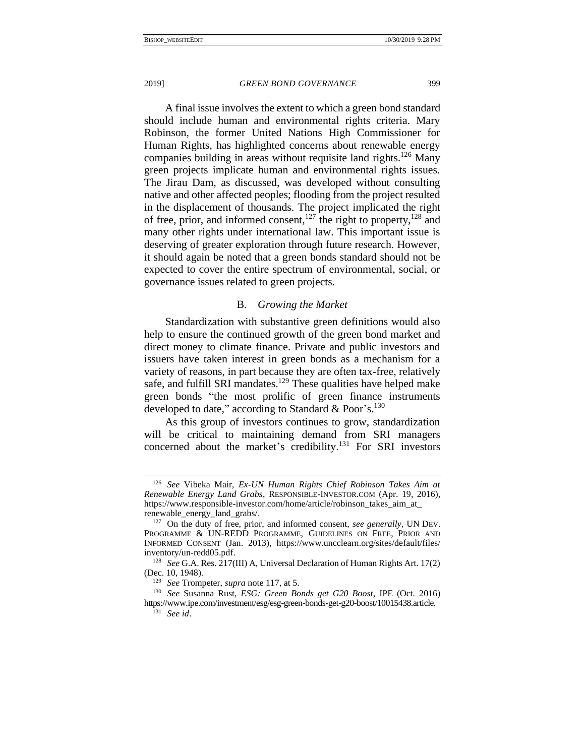A final issue involves the extent to which a green bond standard should include human and environmental rights criteria. Mary Robinson, the former United Nations High Commissioner for Human Rights, has highlighted concerns about renewable energy companies building in areas without requisite land rights.[126] Many green projects implicate human and environmental rights issues. The Jirau Dam, as discussed, was developed without consulting native and other affected peoples; flooding from the project resulted in the displacement of thousands. The project implicated the right of free, prior, and informed consent,[127] the right to property,[128] and many other rights under international law. This important issue is deserving of greater exploration through future research. However, it should again be noted that a green bonds standard should not be expected to cover the entire spectrum of environmental, social, or governance issues related to green projects.

### B. *Growing the Market*

Standardization with substantive green definitions would also help to ensure the continued growth of the green bond market and direct money to climate finance. Private and public investors and issuers have taken interest in green bonds as a mechanism for a variety of reasons, in part because they are often tax-free, relatively safe, and fulfill SRI mandates.[129] These qualities have helped make green bonds "the most prolific of green finance instruments developed to date," according to Standard & Poor's.[130]

As this group of investors continues to grow, standardization will be critical to maintaining demand from SRI managers concerned about the market's credibility.[131] For SRI investors

---

[126] *See* Vibeka Mair, *Ex-UN Human Rights Chief Robinson Takes Aim at Renewable Energy Land Grabs*, RESPONSIBLE-INVESTOR.COM (Apr. 19, 2016), https://www.responsible-investor.com/home/article/robinson_takes_aim_at_renewable_energy_land_grabs/.

[127] On the duty of free, prior, and informed consent, *see generally*, UN DEV. PROGRAMME & UN-REDD PROGRAMME, GUIDELINES ON FREE, PRIOR AND INFORMED CONSENT (Jan. 2013), https://www.uncclearn.org/sites/default/files/inventory/un-redd05.pdf.

[128] *See* G.A. Res. 217(III) A, Universal Declaration of Human Rights Art. 17(2) (Dec. 10, 1948).

[129] *See* Trompeter, *supra* note 117, at 5.

[130] *See* Susanna Rust, *ESG: Green Bonds get G20 Boost*, IPE (Oct. 2016) https://www.ipe.com/investment/esg/esg-green-bonds-get-g20-boost/10015438.article.

[131] *See id*.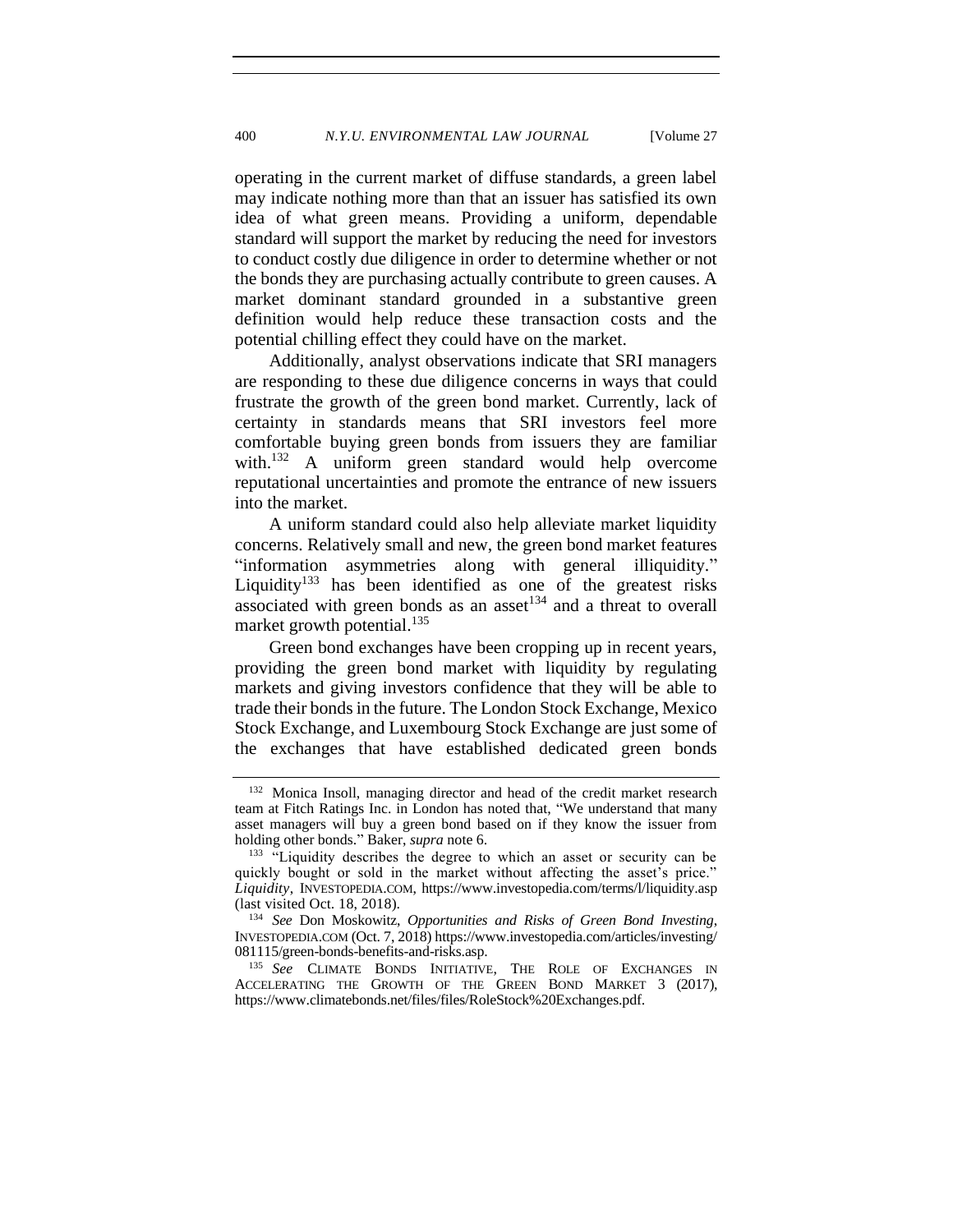operating in the current market of diffuse standards, a green label may indicate nothing more than that an issuer has satisfied its own idea of what green means. Providing a uniform, dependable standard will support the market by reducing the need for investors to conduct costly due diligence in order to determine whether or not the bonds they are purchasing actually contribute to green causes. A market dominant standard grounded in a substantive green definition would help reduce these transaction costs and the potential chilling effect they could have on the market.

Additionally, analyst observations indicate that SRI managers are responding to these due diligence concerns in ways that could frustrate the growth of the green bond market. Currently, lack of certainty in standards means that SRI investors feel more comfortable buying green bonds from issuers they are familiar with.[132] A uniform green standard would help overcome reputational uncertainties and promote the entrance of new issuers into the market.

A uniform standard could also help alleviate market liquidity concerns. Relatively small and new, the green bond market features "information asymmetries along with general illiquidity." Liquidity[133] has been identified as one of the greatest risks associated with green bonds as an asset[134] and a threat to overall market growth potential.[135]

Green bond exchanges have been cropping up in recent years, providing the green bond market with liquidity by regulating markets and giving investors confidence that they will be able to trade their bonds in the future. The London Stock Exchange, Mexico Stock Exchange, and Luxembourg Stock Exchange are just some of the exchanges that have established dedicated green bonds

---

[132] Monica Insoll, managing director and head of the credit market research team at Fitch Ratings Inc. in London has noted that, "We understand that many asset managers will buy a green bond based on if they know the issuer from holding other bonds." Baker, *supra* note 6.

[133] "Liquidity describes the degree to which an asset or security can be quickly bought or sold in the market without affecting the asset's price." *Liquidity*, INVESTOPEDIA.COM, https://www.investopedia.com/terms/l/liquidity.asp (last visited Oct. 18, 2018).

[134] *See* Don Moskowitz, *Opportunities and Risks of Green Bond Investing*, INVESTOPEDIA.COM (Oct. 7, 2018) https://www.investopedia.com/articles/investing/081115/green-bonds-benefits-and-risks.asp.

[135] *See* CLIMATE BONDS INITIATIVE, THE ROLE OF EXCHANGES IN ACCELERATING THE GROWTH OF THE GREEN BOND MARKET 3 (2017), https://www.climatebonds.net/files/files/RoleStock%20Exchanges.pdf.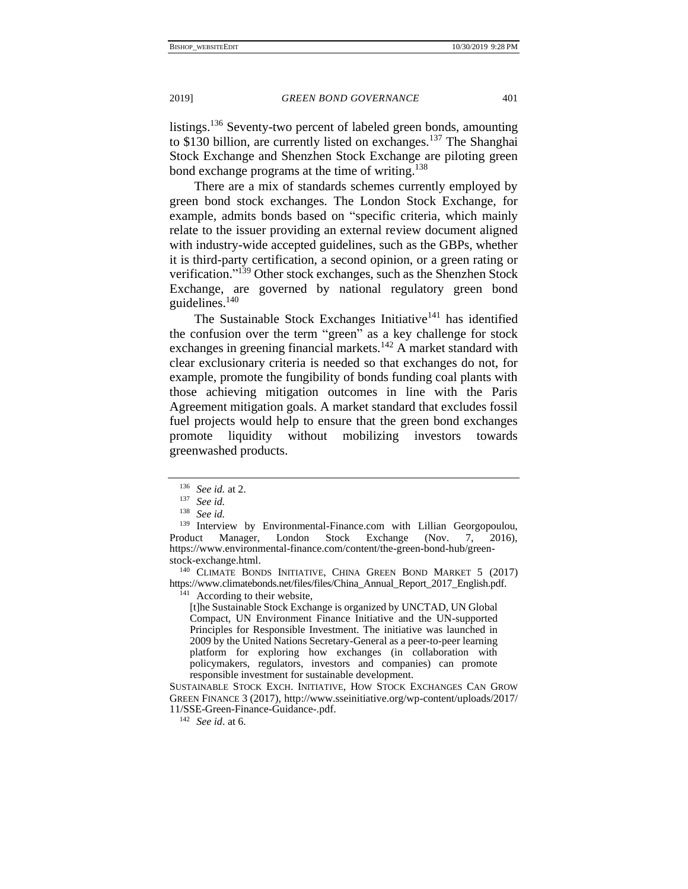listings.[136] Seventy-two percent of labeled green bonds, amounting to $130 billion, are currently listed on exchanges.[137] The Shanghai Stock Exchange and Shenzhen Stock Exchange are piloting green bond exchange programs at the time of writing.[138]

There are a mix of standards schemes currently employed by green bond stock exchanges. The London Stock Exchange, for example, admits bonds based on "specific criteria, which mainly relate to the issuer providing an external review document aligned with industry-wide accepted guidelines, such as the GBPs, whether it is third-party certification, a second opinion, or a green rating or verification."[139] Other stock exchanges, such as the Shenzhen Stock Exchange, are governed by national regulatory green bond guidelines.[140]

The Sustainable Stock Exchanges Initiative[141] has identified the confusion over the term "green" as a key challenge for stock exchanges in greening financial markets.[142] A market standard with clear exclusionary criteria is needed so that exchanges do not, for example, promote the fungibility of bonds funding coal plants with those achieving mitigation outcomes in line with the Paris Agreement mitigation goals. A market standard that excludes fossil fuel projects would help to ensure that the green bond exchanges promote liquidity without mobilizing investors towards greenwashed products.

---

[136] *See id.* at 2.

[137] *See id.*

[138] *See id.*

[139] Interview by Environmental-Finance.com with Lillian Georgopoulou, Product Manager, London Stock Exchange (Nov. 7, 2016), https://www.environmental-finance.com/content/the-green-bond-hub/green-stock-exchange.html.

[140] CLIMATE BONDS INITIATIVE, CHINA GREEN BOND MARKET 5 (2017) https://www.climatebonds.net/files/files/China_Annual_Report_2017_English.pdf.

[141] According to their website,

> [t]he Sustainable Stock Exchange is organized by UNCTAD, UN Global Compact, UN Environment Finance Initiative and the UN-supported Principles for Responsible Investment. The initiative was launched in 2009 by the United Nations Secretary-General as a peer-to-peer learning platform for exploring how exchanges (in collaboration with policymakers, regulators, investors and companies) can promote responsible investment for sustainable development.

SUSTAINABLE STOCK EXCH. INITIATIVE, HOW STOCK EXCHANGES CAN GROW GREEN FINANCE 3 (2017), http://www.sseinitiative.org/wp-content/uploads/2017/11/SSE-Green-Finance-Guidance-.pdf.

[142] *See id*. at 6.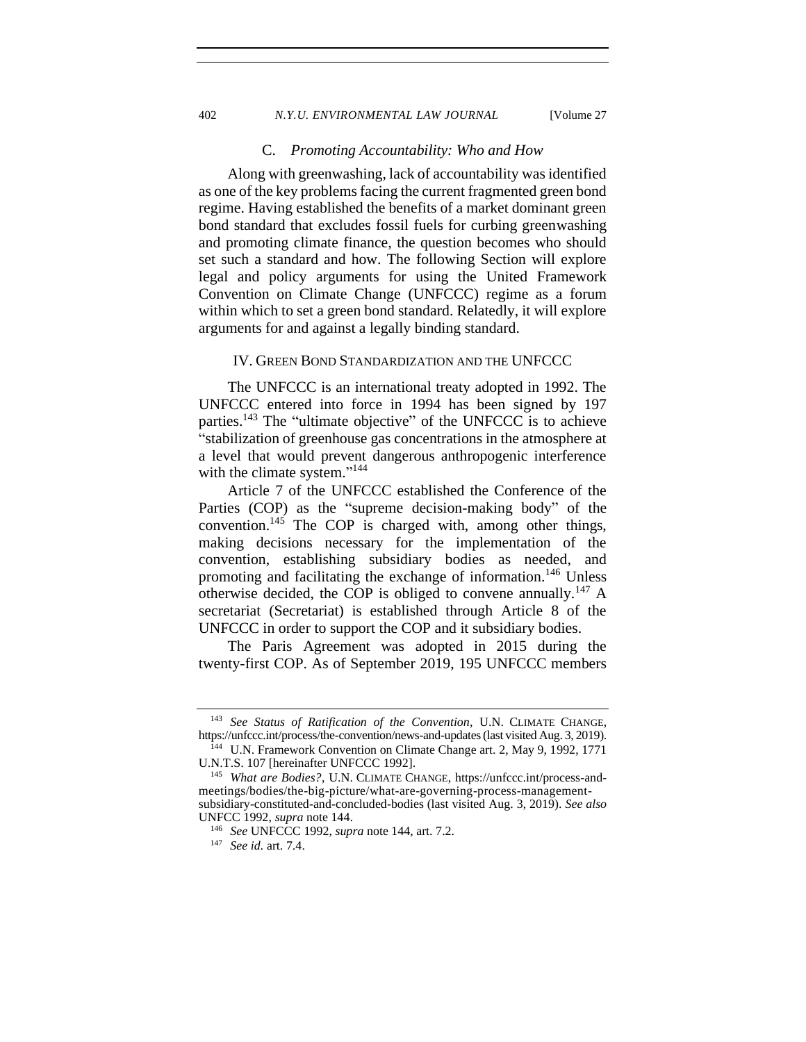### C. *Promoting Accountability: Who and How*

Along with greenwashing, lack of accountability was identified as one of the key problems facing the current fragmented green bond regime. Having established the benefits of a market dominant green bond standard that excludes fossil fuels for curbing greenwashing and promoting climate finance, the question becomes who should set such a standard and how. The following Section will explore legal and policy arguments for using the United Framework Convention on Climate Change (UNFCCC) regime as a forum within which to set a green bond standard. Relatedly, it will explore arguments for and against a legally binding standard.

## IV. GREEN BOND STANDARDIZATION AND THE UNFCCC

The UNFCCC is an international treaty adopted in 1992. The UNFCCC entered into force in 1994 has been signed by 197 parties.[143] The "ultimate objective" of the UNFCCC is to achieve "stabilization of greenhouse gas concentrations in the atmosphere at a level that would prevent dangerous anthropogenic interference with the climate system."[144]

Article 7 of the UNFCCC established the Conference of the Parties (COP) as the "supreme decision-making body" of the convention.[145] The COP is charged with, among other things, making decisions necessary for the implementation of the convention, establishing subsidiary bodies as needed, and promoting and facilitating the exchange of information.[146] Unless otherwise decided, the COP is obliged to convene annually.[147] A secretariat (Secretariat) is established through Article 8 of the UNFCCC in order to support the COP and it subsidiary bodies.

The Paris Agreement was adopted in 2015 during the twenty-first COP. As of September 2019, 195 UNFCCC members

---

[143] *See Status of Ratification of the Convention*, U.N. CLIMATE CHANGE, https://unfccc.int/process/the-convention/news-and-updates (last visited Aug. 3, 2019).

[144] U.N. Framework Convention on Climate Change art. 2, May 9, 1992, 1771 U.N.T.S. 107 [hereinafter UNFCCC 1992].

[145] *What are Bodies?*, U.N. CLIMATE CHANGE, https://unfccc.int/process-and-meetings/bodies/the-big-picture/what-are-governing-process-management-subsidiary-constituted-and-concluded-bodies (last visited Aug. 3, 2019). *See also* UNFCCC 1992, *supra* note 144.

[146] *See* UNFCCC 1992, *supra* note 144, art. 7.2.

[147] *See id.* art. 7.4.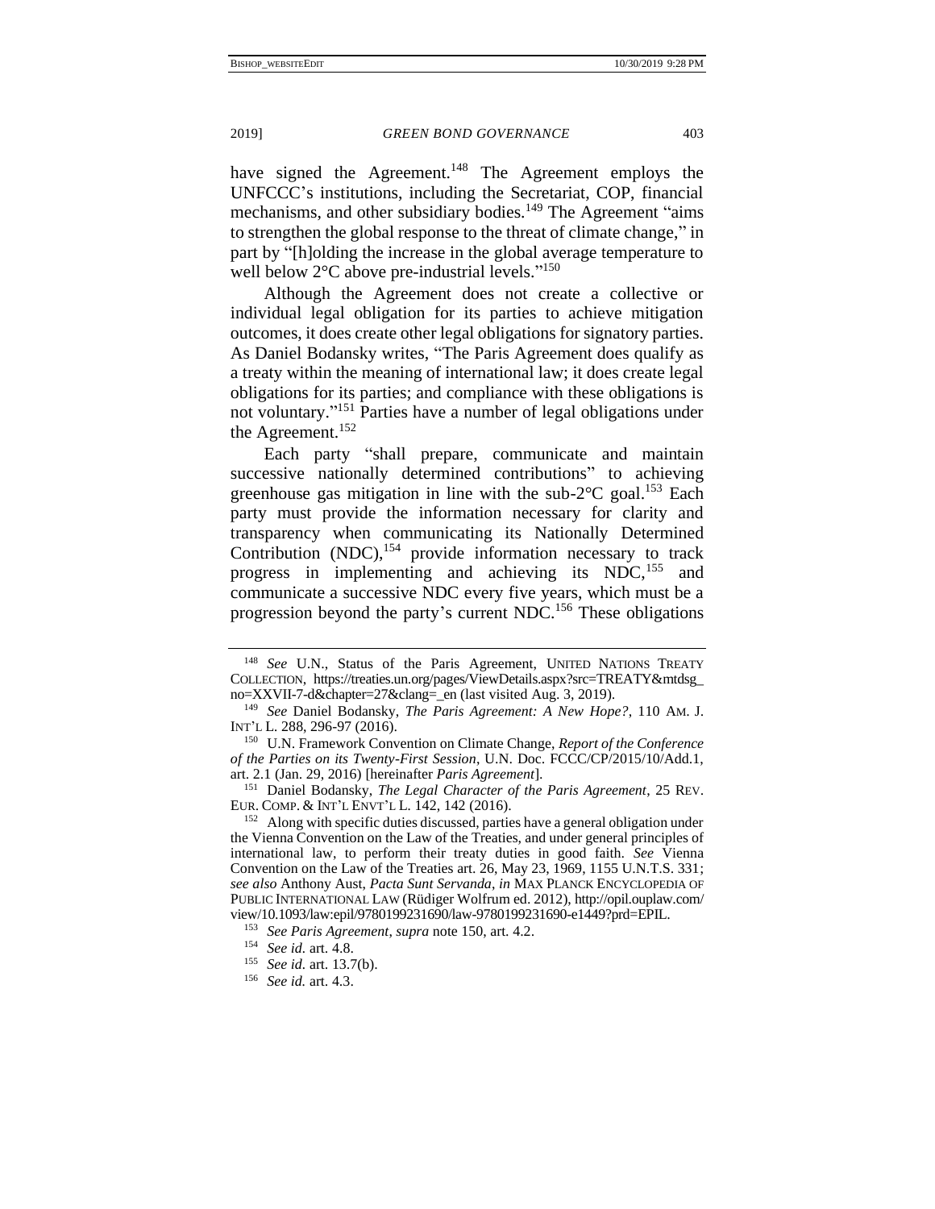have signed the Agreement.[148] The Agreement employs the UNFCCC's institutions, including the Secretariat, COP, financial mechanisms, and other subsidiary bodies.[149] The Agreement "aims to strengthen the global response to the threat of climate change," in part by "[h]olding the increase in the global average temperature to well below 2°C above pre-industrial levels."[150]

Although the Agreement does not create a collective or individual legal obligation for its parties to achieve mitigation outcomes, it does create other legal obligations for signatory parties. As Daniel Bodansky writes, "The Paris Agreement does qualify as a treaty within the meaning of international law; it does create legal obligations for its parties; and compliance with these obligations is not voluntary."[151] Parties have a number of legal obligations under the Agreement.[152]

Each party "shall prepare, communicate and maintain successive nationally determined contributions" to achieving greenhouse gas mitigation in line with the sub-2°C goal.[153] Each party must provide the information necessary for clarity and transparency when communicating its Nationally Determined Contribution (NDC),[154] provide information necessary to track progress in implementing and achieving its NDC,[155] and communicate a successive NDC every five years, which must be a progression beyond the party's current NDC.[156] These obligations

---

[148] *See* U.N., Status of the Paris Agreement, UNITED NATIONS TREATY COLLECTION, https://treaties.un.org/pages/ViewDetails.aspx?src=TREATY&mtdsg_no=XXVII-7-d&chapter=27&clang=_en (last visited Aug. 3, 2019).

[149] *See* Daniel Bodansky, *The Paris Agreement: A New Hope?*, 110 AM. J. INT'L L. 288, 296-97 (2016).

[150] U.N. Framework Convention on Climate Change, *Report of the Conference of the Parties on its Twenty-First Session*, U.N. Doc. FCCC/CP/2015/10/Add.1, art. 2.1 (Jan. 29, 2016) [hereinafter *Paris Agreement*].

[151] Daniel Bodansky, *The Legal Character of the Paris Agreement*, 25 REV. EUR. COMP. & INT'L ENVT'L L. 142, 142 (2016).

[152] Along with specific duties discussed, parties have a general obligation under the Vienna Convention on the Law of the Treaties, and under general principles of international law, to perform their treaty duties in good faith. *See* Vienna Convention on the Law of the Treaties art. 26, May 23, 1969, 1155 U.N.T.S. 331; *see also* Anthony Aust, *Pacta Sunt Servanda*, *in* MAX PLANCK ENCYCLOPEDIA OF PUBLIC INTERNATIONAL LAW (Rüdiger Wolfrum ed. 2012), http://opil.ouplaw.com/view/10.1093/law:epil/9780199231690/law-9780199231690-e1449?prd=EPIL.

[153] *See Paris Agreement*, *supra* note 150, art. 4.2.

[154] *See id.* art. 4.8.

[155] *See id.* art. 13.7(b).

[156] *See id.* art. 4.3.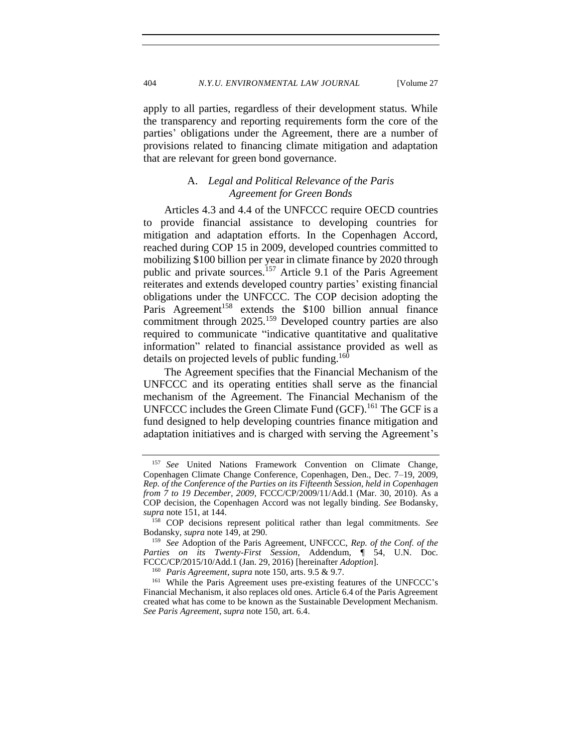apply to all parties, regardless of their development status. While the transparency and reporting requirements form the core of the parties' obligations under the Agreement, there are a number of provisions related to financing climate mitigation and adaptation that are relevant for green bond governance.

### A. *Legal and Political Relevance of the Paris Agreement for Green Bonds*

Articles 4.3 and 4.4 of the UNFCCC require OECD countries to provide financial assistance to developing countries for mitigation and adaptation efforts. In the Copenhagen Accord, reached during COP 15 in 2009, developed countries committed to mobilizing $100 billion per year in climate finance by 2020 through public and private sources.[157] Article 9.1 of the Paris Agreement reiterates and extends developed country parties' existing financial obligations under the UNFCCC. The COP decision adopting the Paris Agreement[158] extends the $100 billion annual finance commitment through 2025.[159] Developed country parties are also required to communicate "indicative quantitative and qualitative information" related to financial assistance provided as well as details on projected levels of public funding.[160]

The Agreement specifies that the Financial Mechanism of the UNFCCC and its operating entities shall serve as the financial mechanism of the Agreement. The Financial Mechanism of the UNFCCC includes the Green Climate Fund (GCF).[161] The GCF is a fund designed to help developing countries finance mitigation and adaptation initiatives and is charged with serving the Agreement's

---

[157] *See* United Nations Framework Convention on Climate Change, Copenhagen Climate Change Conference, Copenhagen, Den., Dec. 7–19, 2009, *Rep. of the Conference of the Parties on its Fifteenth Session, held in Copenhagen from 7 to 19 December, 2009*, FCCC/CP/2009/11/Add.1 (Mar. 30, 2010). As a COP decision, the Copenhagen Accord was not legally binding. *See* Bodansky, *supra* note 151, at 144.

[158] COP decisions represent political rather than legal commitments. *See* Bodansky, *supra* note 149, at 290.

[159] *See* Adoption of the Paris Agreement, UNFCCC, *Rep. of the Conf. of the Parties on its Twenty-First Session*, Addendum, ¶ 54, U.N. Doc. FCCC/CP/2015/10/Add.1 (Jan. 29, 2016) [hereinafter *Adoption*].

[160] *Paris Agreement*, *supra* note 150, arts. 9.5 & 9.7.

[161] While the Paris Agreement uses pre-existing features of the UNFCCC's Financial Mechanism, it also replaces old ones. Article 6.4 of the Paris Agreement created what has come to be known as the Sustainable Development Mechanism. *See Paris Agreement*, *supra* note 150, art. 6.4.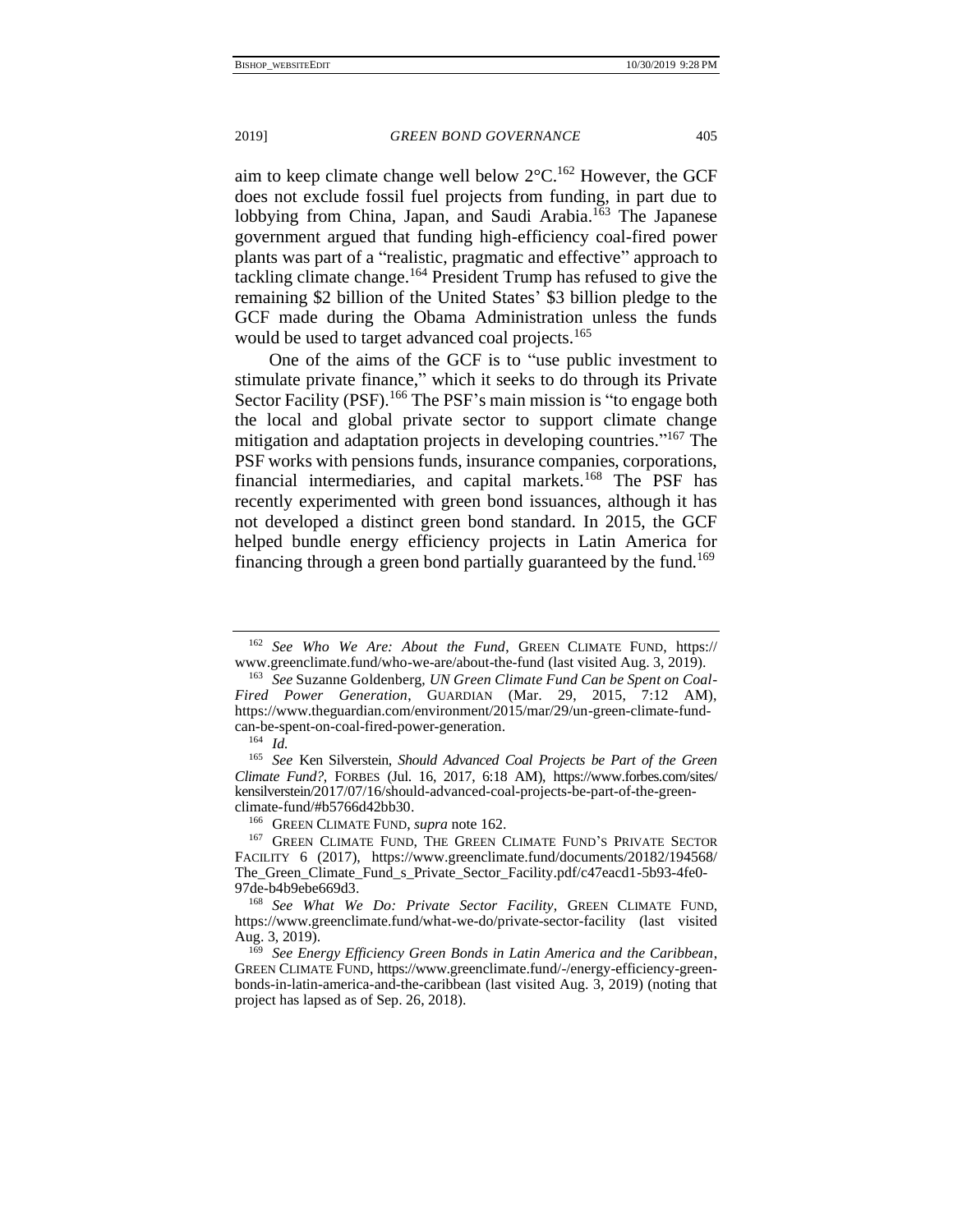aim to keep climate change well below 2°C.[162] However, the GCF does not exclude fossil fuel projects from funding, in part due to lobbying from China, Japan, and Saudi Arabia.[163] The Japanese government argued that funding high-efficiency coal-fired power plants was part of a "realistic, pragmatic and effective" approach to tackling climate change.[164] President Trump has refused to give the remaining $2 billion of the United States' $3 billion pledge to the GCF made during the Obama Administration unless the funds would be used to target advanced coal projects.[165]

One of the aims of the GCF is to "use public investment to stimulate private finance," which it seeks to do through its Private Sector Facility (PSF).[166] The PSF's main mission is "to engage both the local and global private sector to support climate change mitigation and adaptation projects in developing countries."[167] The PSF works with pensions funds, insurance companies, corporations, financial intermediaries, and capital markets.[168] The PSF has recently experimented with green bond issuances, although it has not developed a distinct green bond standard. In 2015, the GCF helped bundle energy efficiency projects in Latin America for financing through a green bond partially guaranteed by the fund.[169]

---

[162] *See Who We Are: About the Fund*, GREEN CLIMATE FUND, https://www.greenclimate.fund/who-we-are/about-the-fund (last visited Aug. 3, 2019).

[163] *See* Suzanne Goldenberg, *UN Green Climate Fund Can be Spent on Coal-Fired Power Generation*, GUARDIAN (Mar. 29, 2015, 7:12 AM), https://www.theguardian.com/environment/2015/mar/29/un-green-climate-fund-can-be-spent-on-coal-fired-power-generation.

[164] *Id.*

[165] *See* Ken Silverstein, *Should Advanced Coal Projects be Part of the Green Climate Fund?*, FORBES (Jul. 16, 2017, 6:18 AM), https://www.forbes.com/sites/kensilverstein/2017/07/16/should-advanced-coal-projects-be-part-of-the-green-climate-fund/#b5766d42bb30.

[166] GREEN CLIMATE FUND, *supra* note 162.

[167] GREEN CLIMATE FUND, THE GREEN CLIMATE FUND'S PRIVATE SECTOR FACILITY 6 (2017), https://www.greenclimate.fund/documents/20182/194568/The_Green_Climate_Fund_s_Private_Sector_Facility.pdf/c47eacd1-5b93-4fe0-97de-b4b9ebe669d3.

[168] *See What We Do: Private Sector Facility*, GREEN CLIMATE FUND, https://www.greenclimate.fund/what-we-do/private-sector-facility (last visited Aug. 3, 2019).

[169] *See Energy Efficiency Green Bonds in Latin America and the Caribbean*, GREEN CLIMATE FUND, https://www.greenclimate.fund/-/energy-efficiency-green-bonds-in-latin-america-and-the-caribbean (last visited Aug. 3, 2019) (noting that project has lapsed as of Sep. 26, 2018).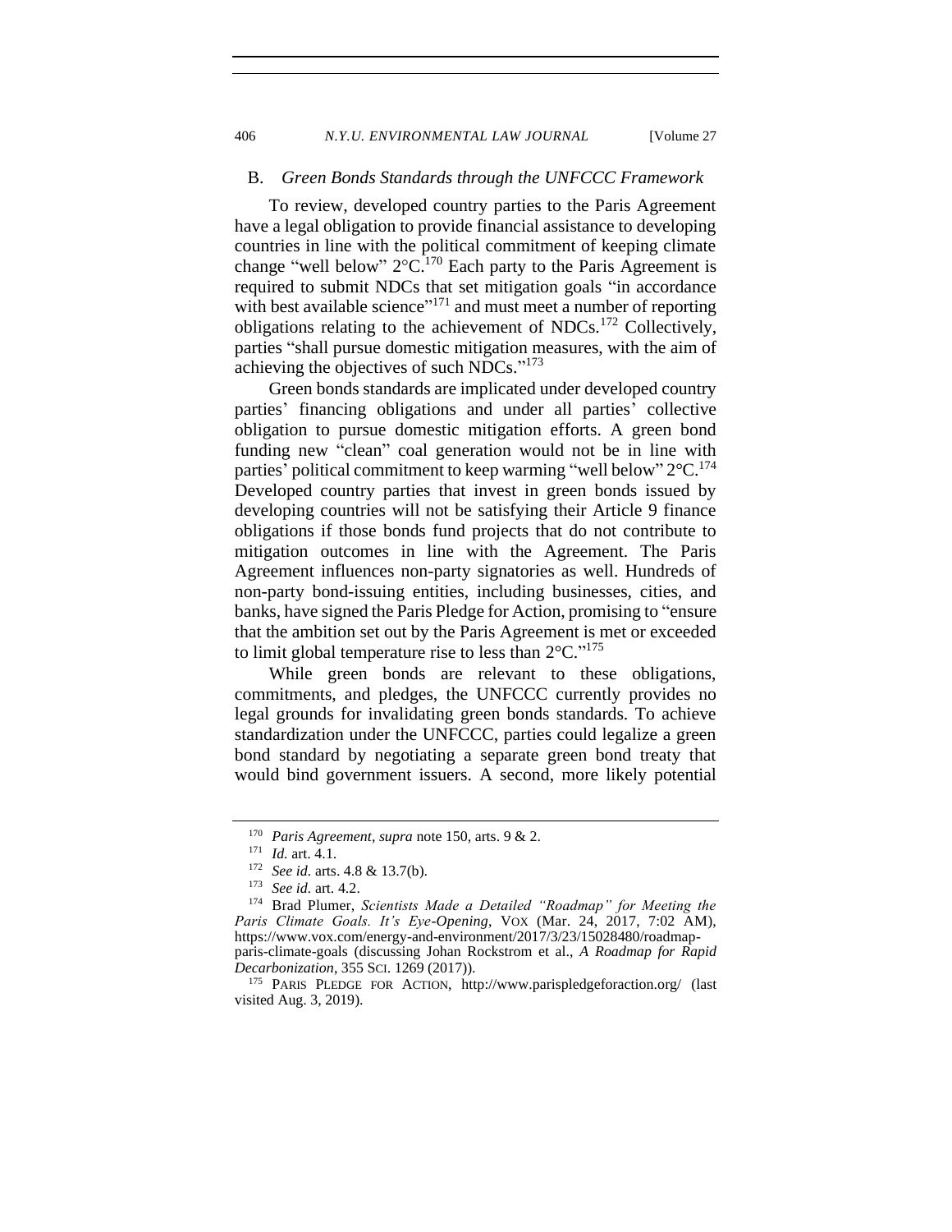### B. *Green Bonds Standards through the UNFCCC Framework*

To review, developed country parties to the Paris Agreement have a legal obligation to provide financial assistance to developing countries in line with the political commitment of keeping climate change "well below" 2°C.[170] Each party to the Paris Agreement is required to submit NDCs that set mitigation goals "in accordance with best available science"[171] and must meet a number of reporting obligations relating to the achievement of NDCs.[172] Collectively, parties "shall pursue domestic mitigation measures, with the aim of achieving the objectives of such NDCs."[173]

Green bonds standards are implicated under developed country parties' financing obligations and under all parties' collective obligation to pursue domestic mitigation efforts. A green bond funding new "clean" coal generation would not be in line with parties' political commitment to keep warming "well below" 2°C.[174] Developed country parties that invest in green bonds issued by developing countries will not be satisfying their Article 9 finance obligations if those bonds fund projects that do not contribute to mitigation outcomes in line with the Agreement. The Paris Agreement influences non-party signatories as well. Hundreds of non-party bond-issuing entities, including businesses, cities, and banks, have signed the Paris Pledge for Action, promising to "ensure that the ambition set out by the Paris Agreement is met or exceeded to limit global temperature rise to less than 2°C."[175]

While green bonds are relevant to these obligations, commitments, and pledges, the UNFCCC currently provides no legal grounds for invalidating green bonds standards. To achieve standardization under the UNFCCC, parties could legalize a green bond standard by negotiating a separate green bond treaty that would bind government issuers. A second, more likely potential

---

[170] *Paris Agreement*, *supra* note 150, arts. 9 & 2.

[171] *Id.* art. 4.1.

[172] *See id.* arts. 4.8 & 13.7(b).

[173] *See id.* art. 4.2.

[174] Brad Plumer, *Scientists Made a Detailed "Roadmap" for Meeting the Paris Climate Goals. It's Eye-Opening*, VOX (Mar. 24, 2017, 7:02 AM), https://www.vox.com/energy-and-environment/2017/3/23/15028480/roadmap-paris-climate-goals (discussing Johan Rockstrom et al., *A Roadmap for Rapid Decarbonization*, 355 SCI. 1269 (2017)).

[175] PARIS PLEDGE FOR ACTION, http://www.parispledgeforaction.org/ (last visited Aug. 3, 2019).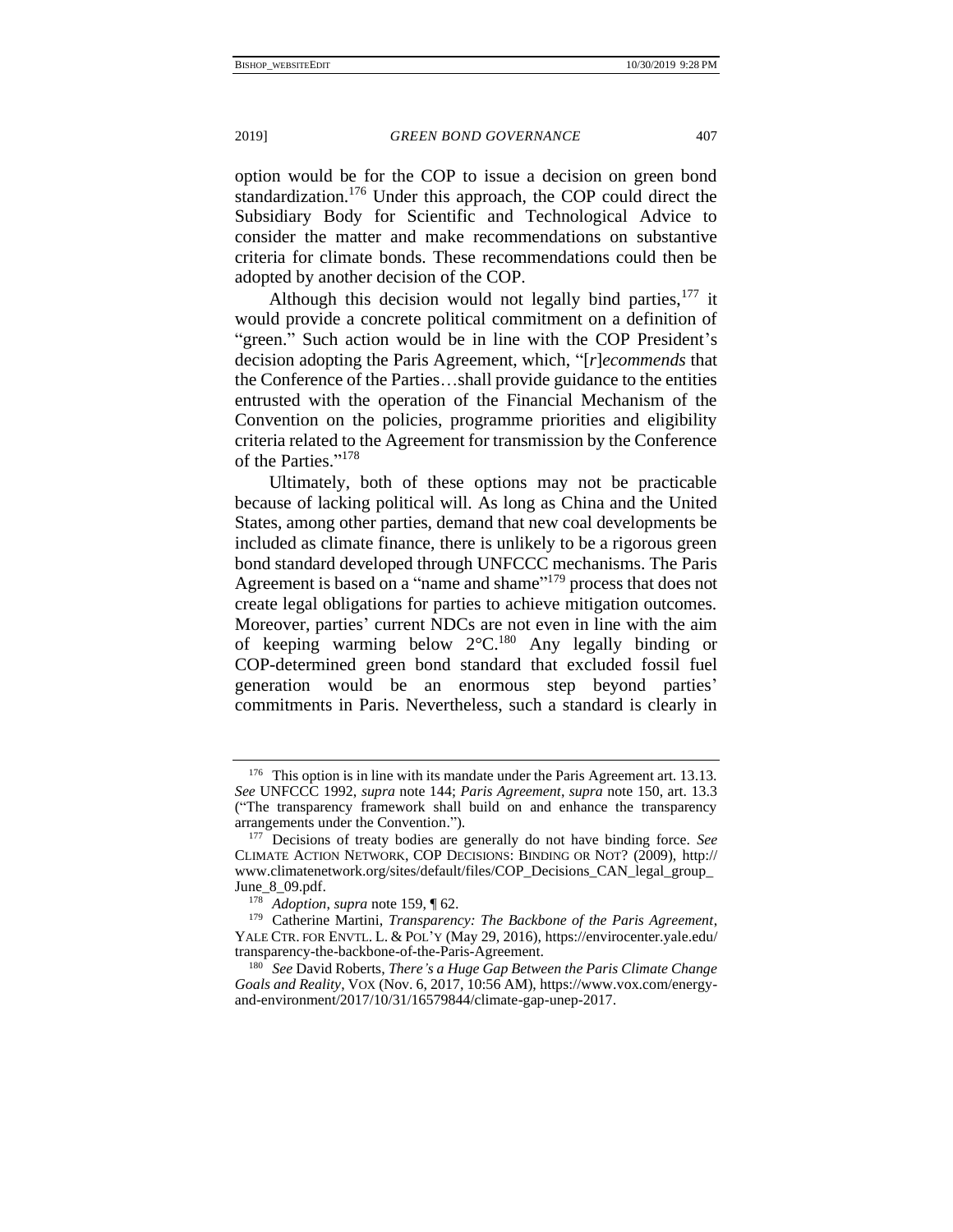option would be for the COP to issue a decision on green bond standardization.[176] Under this approach, the COP could direct the Subsidiary Body for Scientific and Technological Advice to consider the matter and make recommendations on substantive criteria for climate bonds. These recommendations could then be adopted by another decision of the COP.

Although this decision would not legally bind parties,[177] it would provide a concrete political commitment on a definition of "green." Such action would be in line with the COP President's decision adopting the Paris Agreement, which, "[*r*]*ecommends* that the Conference of the Parties…shall provide guidance to the entities entrusted with the operation of the Financial Mechanism of the Convention on the policies, programme priorities and eligibility criteria related to the Agreement for transmission by the Conference of the Parties."[178]

Ultimately, both of these options may not be practicable because of lacking political will. As long as China and the United States, among other parties, demand that new coal developments be included as climate finance, there is unlikely to be a rigorous green bond standard developed through UNFCCC mechanisms. The Paris Agreement is based on a "name and shame"[179] process that does not create legal obligations for parties to achieve mitigation outcomes. Moreover, parties' current NDCs are not even in line with the aim of keeping warming below 2°C.[180] Any legally binding or COP-determined green bond standard that excluded fossil fuel generation would be an enormous step beyond parties' commitments in Paris. Nevertheless, such a standard is clearly in

---

[176] This option is in line with its mandate under the Paris Agreement art. 13.13. *See* UNFCCC 1992, *supra* note 144; *Paris Agreement*, *supra* note 150, art. 13.3 ("The transparency framework shall build on and enhance the transparency arrangements under the Convention.").

[177] Decisions of treaty bodies are generally do not have binding force. *See* CLIMATE ACTION NETWORK, COP DECISIONS: BINDING OR NOT? (2009), http://www.climatenetwork.org/sites/default/files/COP_Decisions_CAN_legal_group_June_8_09.pdf.

[178] *Adoption*, *supra* note 159, ¶ 62.

[179] Catherine Martini, *Transparency: The Backbone of the Paris Agreement*, YALE CTR. FOR ENVTL. L. & POL'Y (May 29, 2016), https://envirocenter.yale.edu/transparency-the-backbone-of-the-Paris-Agreement.

[180] *See* David Roberts, *There's a Huge Gap Between the Paris Climate Change Goals and Reality*, VOX (Nov. 6, 2017, 10:56 AM), https://www.vox.com/energy-and-environment/2017/10/31/16579844/climate-gap-unep-2017.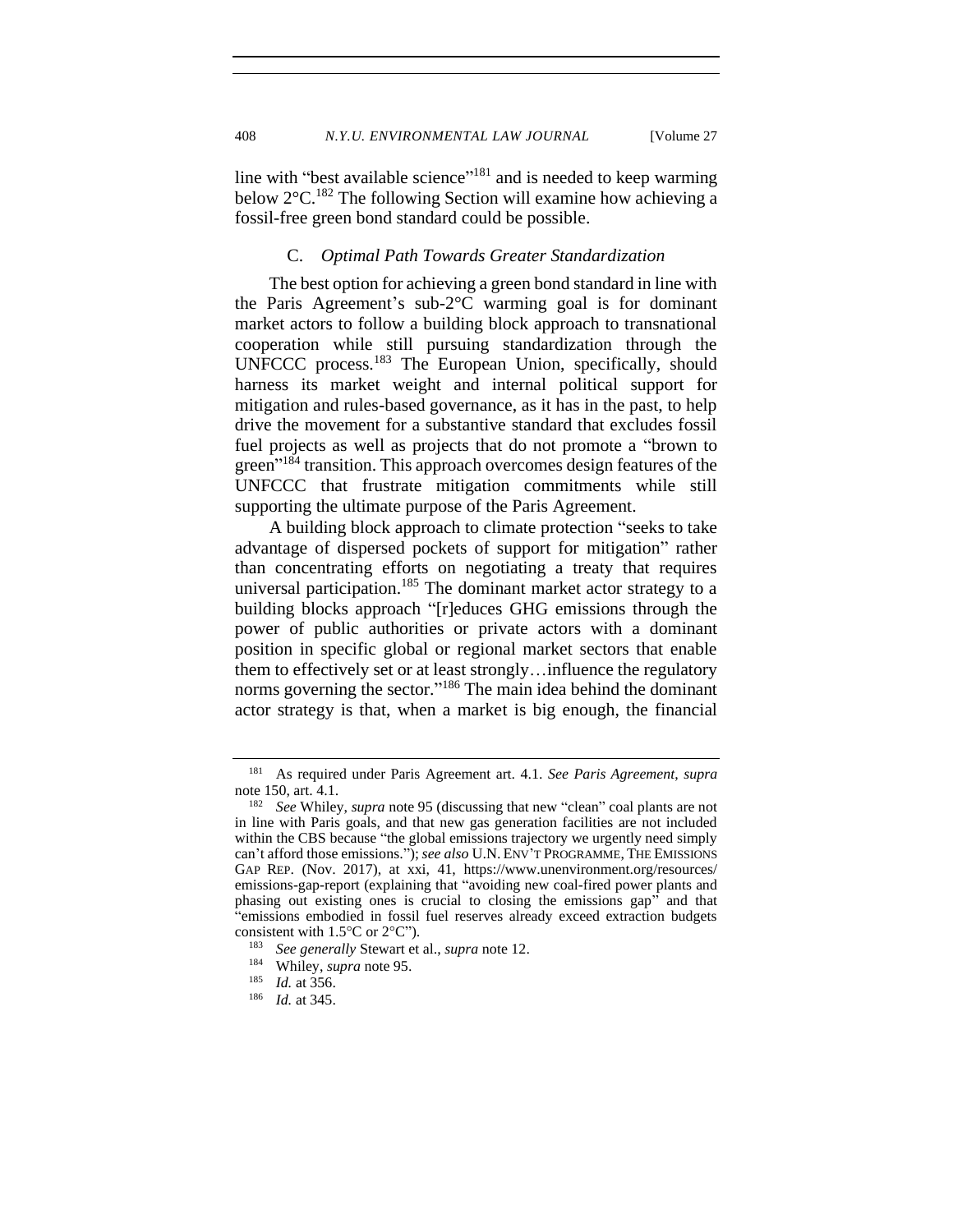line with "best available science"[181] and is needed to keep warming below 2°C.[182] The following Section will examine how achieving a fossil-free green bond standard could be possible.

### C. *Optimal Path Towards Greater Standardization*

The best option for achieving a green bond standard in line with the Paris Agreement's sub-2°C warming goal is for dominant market actors to follow a building block approach to transnational cooperation while still pursuing standardization through the UNFCCC process.[183] The European Union, specifically, should harness its market weight and internal political support for mitigation and rules-based governance, as it has in the past, to help drive the movement for a substantive standard that excludes fossil fuel projects as well as projects that do not promote a "brown to green"[184] transition. This approach overcomes design features of the UNFCCC that frustrate mitigation commitments while still supporting the ultimate purpose of the Paris Agreement.

A building block approach to climate protection "seeks to take advantage of dispersed pockets of support for mitigation" rather than concentrating efforts on negotiating a treaty that requires universal participation.[185] The dominant market actor strategy to a building blocks approach "[r]educes GHG emissions through the power of public authorities or private actors with a dominant position in specific global or regional market sectors that enable them to effectively set or at least strongly…influence the regulatory norms governing the sector."[186] The main idea behind the dominant actor strategy is that, when a market is big enough, the financial

---

[181] As required under Paris Agreement art. 4.1. *See Paris Agreement*, *supra* note 150, art. 4.1.

[182] *See* Whiley, *supra* note 95 (discussing that new "clean" coal plants are not in line with Paris goals, and that new gas generation facilities are not included within the CBS because "the global emissions trajectory we urgently need simply can't afford those emissions."); *see also* U.N. ENV'T PROGRAMME, THE EMISSIONS GAP REP. (Nov. 2017), at xxi, 41, https://www.unenvironment.org/resources/emissions-gap-report (explaining that "avoiding new coal-fired power plants and phasing out existing ones is crucial to closing the emissions gap" and that "emissions embodied in fossil fuel reserves already exceed extraction budgets consistent with 1.5°C or 2°C").

[183] *See generally* Stewart et al., *supra* note 12.

[184] Whiley, *supra* note 95.

[185] *Id.* at 356.

[186] *Id.* at 345.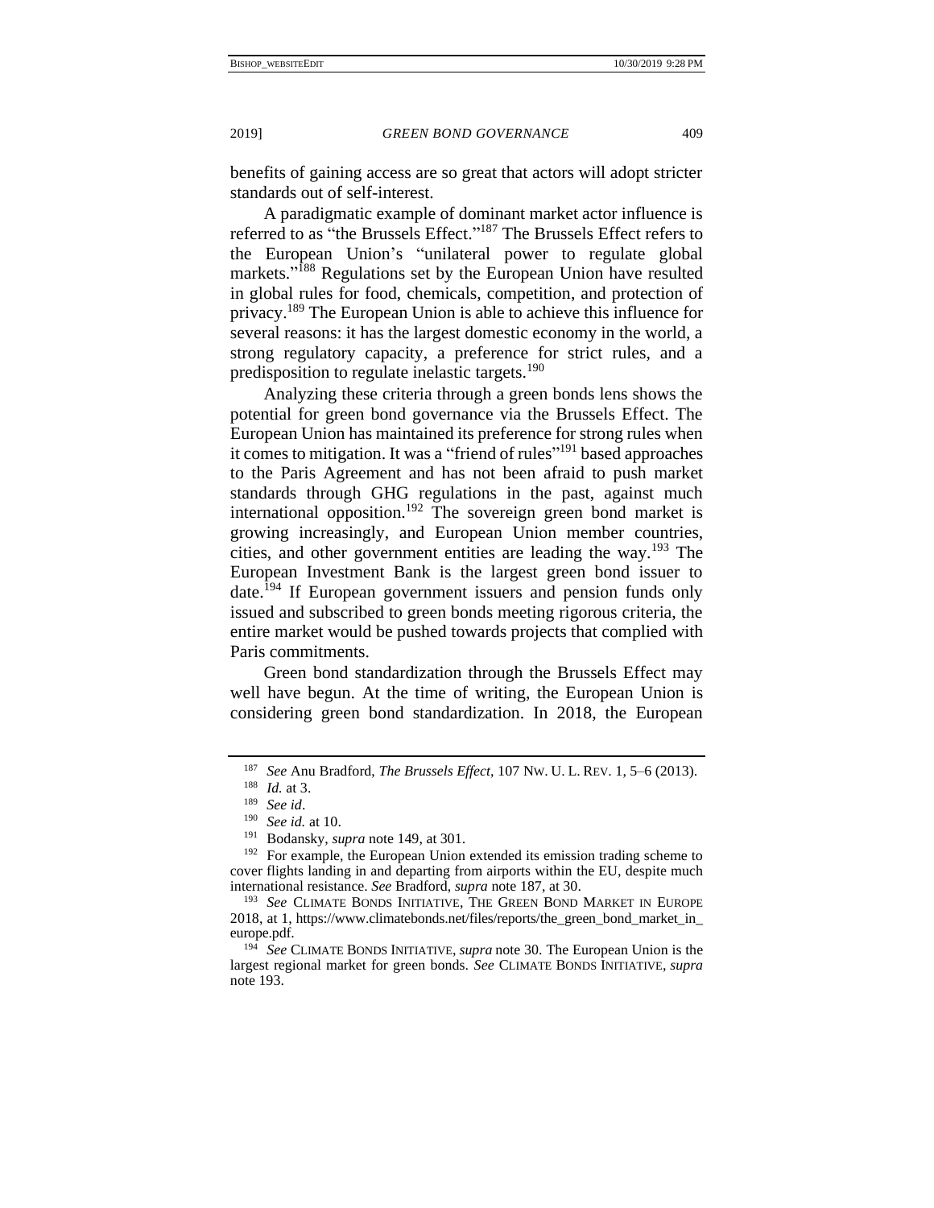benefits of gaining access are so great that actors will adopt stricter standards out of self-interest.

A paradigmatic example of dominant market actor influence is referred to as "the Brussels Effect."[187] The Brussels Effect refers to the European Union's "unilateral power to regulate global markets."[188] Regulations set by the European Union have resulted in global rules for food, chemicals, competition, and protection of privacy.[189] The European Union is able to achieve this influence for several reasons: it has the largest domestic economy in the world, a strong regulatory capacity, a preference for strict rules, and a predisposition to regulate inelastic targets.[190]

Analyzing these criteria through a green bonds lens shows the potential for green bond governance via the Brussels Effect. The European Union has maintained its preference for strong rules when it comes to mitigation. It was a "friend of rules"[191] based approaches to the Paris Agreement and has not been afraid to push market standards through GHG regulations in the past, against much international opposition.[192] The sovereign green bond market is growing increasingly, and European Union member countries, cities, and other government entities are leading the way.[193] The European Investment Bank is the largest green bond issuer to date.[194] If European government issuers and pension funds only issued and subscribed to green bonds meeting rigorous criteria, the entire market would be pushed towards projects that complied with Paris commitments.

Green bond standardization through the Brussels Effect may well have begun. At the time of writing, the European Union is considering green bond standardization. In 2018, the European

---

[187] *See* Anu Bradford, *The Brussels Effect*, 107 NW. U. L. REV. 1, 5–6 (2013).

[188] *Id.* at 3.

[189] *See id*.

[190] *See id.* at 10.

[191] Bodansky, *supra* note 149, at 301.

[192] For example, the European Union extended its emission trading scheme to cover flights landing in and departing from airports within the EU, despite much international resistance. *See* Bradford, *supra* note 187, at 30.

[193] *See* CLIMATE BONDS INITIATIVE, THE GREEN BOND MARKET IN EUROPE 2018, at 1, https://www.climatebonds.net/files/reports/the_green_bond_market_in_europe.pdf.

[194] *See* CLIMATE BONDS INITIATIVE, *supra* note 30. The European Union is the largest regional market for green bonds. *See* CLIMATE BONDS INITIATIVE, *supra* note 193.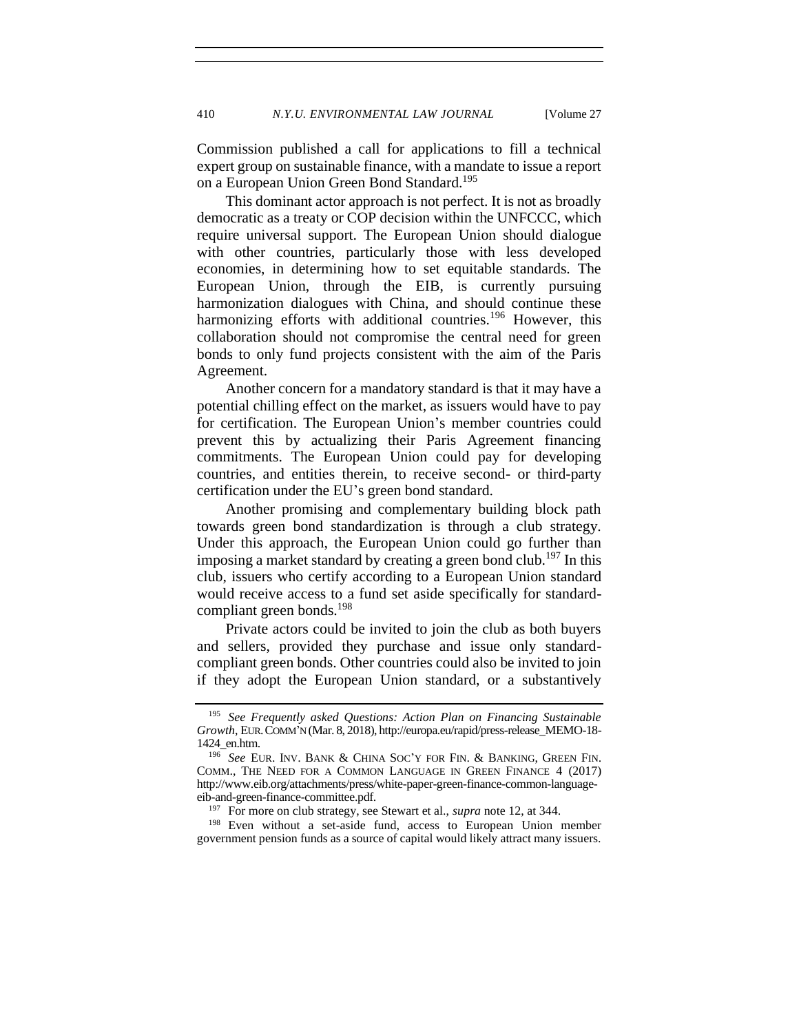Commission published a call for applications to fill a technical expert group on sustainable finance, with a mandate to issue a report on a European Union Green Bond Standard.[195]

This dominant actor approach is not perfect. It is not as broadly democratic as a treaty or COP decision within the UNFCCC, which require universal support. The European Union should dialogue with other countries, particularly those with less developed economies, in determining how to set equitable standards. The European Union, through the EIB, is currently pursuing harmonization dialogues with China, and should continue these harmonizing efforts with additional countries.[196] However, this collaboration should not compromise the central need for green bonds to only fund projects consistent with the aim of the Paris Agreement.

Another concern for a mandatory standard is that it may have a potential chilling effect on the market, as issuers would have to pay for certification. The European Union's member countries could prevent this by actualizing their Paris Agreement financing commitments. The European Union could pay for developing countries, and entities therein, to receive second- or third-party certification under the EU's green bond standard.

Another promising and complementary building block path towards green bond standardization is through a club strategy. Under this approach, the European Union could go further than imposing a market standard by creating a green bond club.[197] In this club, issuers who certify according to a European Union standard would receive access to a fund set aside specifically for standard-compliant green bonds.[198]

Private actors could be invited to join the club as both buyers and sellers, provided they purchase and issue only standard-compliant green bonds. Other countries could also be invited to join if they adopt the European Union standard, or a substantively

---

[195] *See Frequently asked Questions: Action Plan on Financing Sustainable Growth*, EUR. COMM'N (Mar. 8, 2018), http://europa.eu/rapid/press-release_MEMO-18-1424_en.htm.

[196] *See* EUR. INV. BANK & CHINA SOC'Y FOR FIN. & BANKING, GREEN FIN. COMM., THE NEED FOR A COMMON LANGUAGE IN GREEN FINANCE 4 (2017) http://www.eib.org/attachments/press/white-paper-green-finance-common-language-eib-and-green-finance-committee.pdf.

[197] For more on club strategy, see Stewart et al., *supra* note 12, at 344.

[198] Even without a set-aside fund, access to European Union member government pension funds as a source of capital would likely attract many issuers.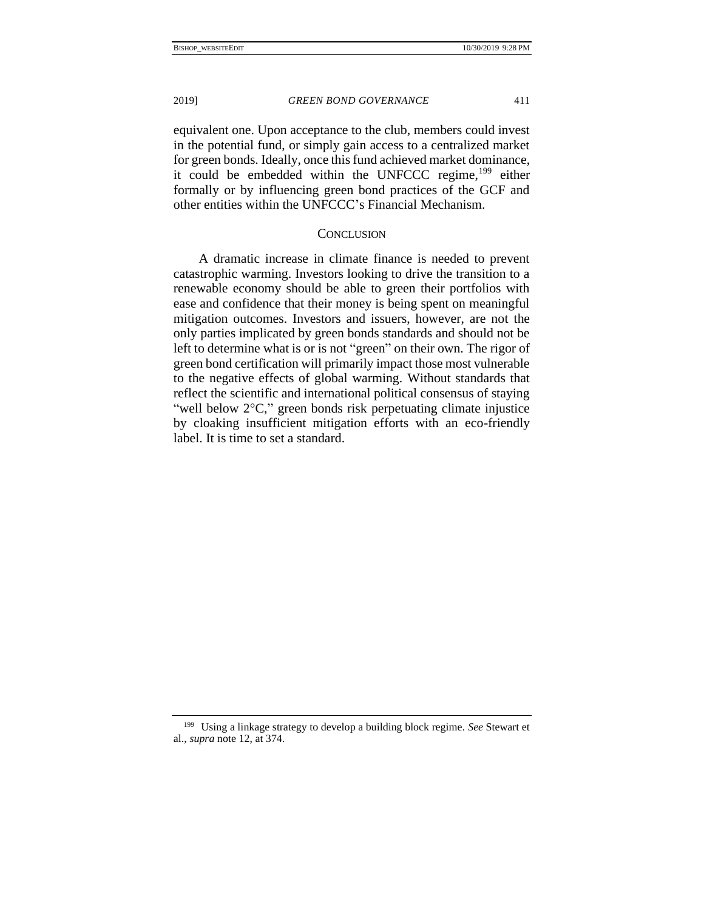equivalent one. Upon acceptance to the club, members could invest in the potential fund, or simply gain access to a centralized market for green bonds. Ideally, once this fund achieved market dominance, it could be embedded within the UNFCCC regime,[199] either formally or by influencing green bond practices of the GCF and other entities within the UNFCCC's Financial Mechanism.

## CONCLUSION

A dramatic increase in climate finance is needed to prevent catastrophic warming. Investors looking to drive the transition to a renewable economy should be able to green their portfolios with ease and confidence that their money is being spent on meaningful mitigation outcomes. Investors and issuers, however, are not the only parties implicated by green bonds standards and should not be left to determine what is or is not "green" on their own. The rigor of green bond certification will primarily impact those most vulnerable to the negative effects of global warming. Without standards that reflect the scientific and international political consensus of staying "well below 2°C," green bonds risk perpetuating climate injustice by cloaking insufficient mitigation efforts with an eco-friendly label. It is time to set a standard.

---

[199] Using a linkage strategy to develop a building block regime. *See* Stewart et al., *supra* note 12, at 374.